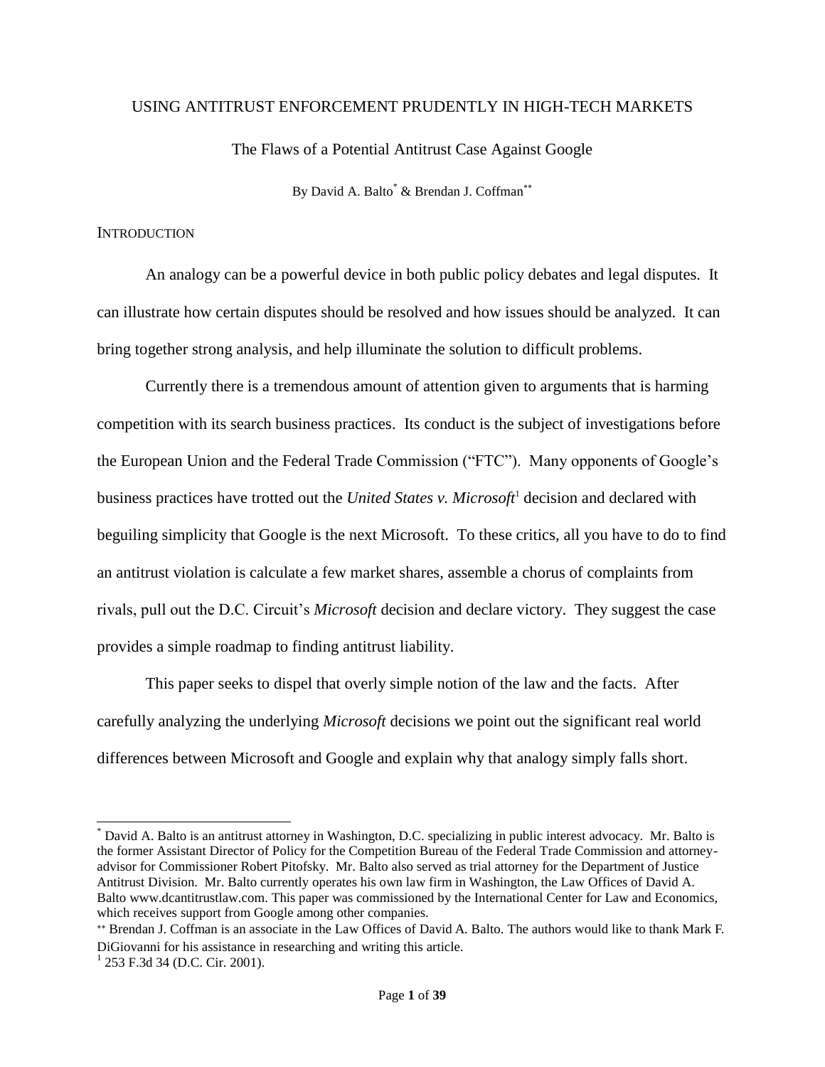# USING ANTITRUST ENFORCEMENT PRUDENTLY IN HIGH-TECH MARKETS

## The Flaws of a Potential Antitrust Case Against Google

By David A. Balto[*] & Brendan J. Coffman[**]

### INTRODUCTION

An analogy can be a powerful device in both public policy debates and legal disputes. It can illustrate how certain disputes should be resolved and how issues should be analyzed. It can bring together strong analysis, and help illuminate the solution to difficult problems.

Currently there is a tremendous amount of attention given to arguments that is harming competition with its search business practices. Its conduct is the subject of investigations before the European Union and the Federal Trade Commission ("FTC"). Many opponents of Google's business practices have trotted out the *United States v. Microsoft*[1] decision and declared with beguiling simplicity that Google is the next Microsoft. To these critics, all you have to do to find an antitrust violation is calculate a few market shares, assemble a chorus of complaints from rivals, pull out the D.C. Circuit's *Microsoft* decision and declare victory. They suggest the case provides a simple roadmap to finding antitrust liability.

This paper seeks to dispel that overly simple notion of the law and the facts. After carefully analyzing the underlying *Microsoft* decisions we point out the significant real world differences between Microsoft and Google and explain why that analogy simply falls short.

---

[*] David A. Balto is an antitrust attorney in Washington, D.C. specializing in public interest advocacy. Mr. Balto is the former Assistant Director of Policy for the Competition Bureau of the Federal Trade Commission and attorney-advisor for Commissioner Robert Pitofsky. Mr. Balto also served as trial attorney for the Department of Justice Antitrust Division. Mr. Balto currently operates his own law firm in Washington, the Law Offices of David A. Balto www.dcantitrustlaw.com. This paper was commissioned by the International Center for Law and Economics, which receives support from Google among other companies.

[**] Brendan J. Coffman is an associate in the Law Offices of David A. Balto. The authors would like to thank Mark F. DiGiovanni for his assistance in researching and writing this article.

[1] 253 F.3d 34 (D.C. Cir. 2001).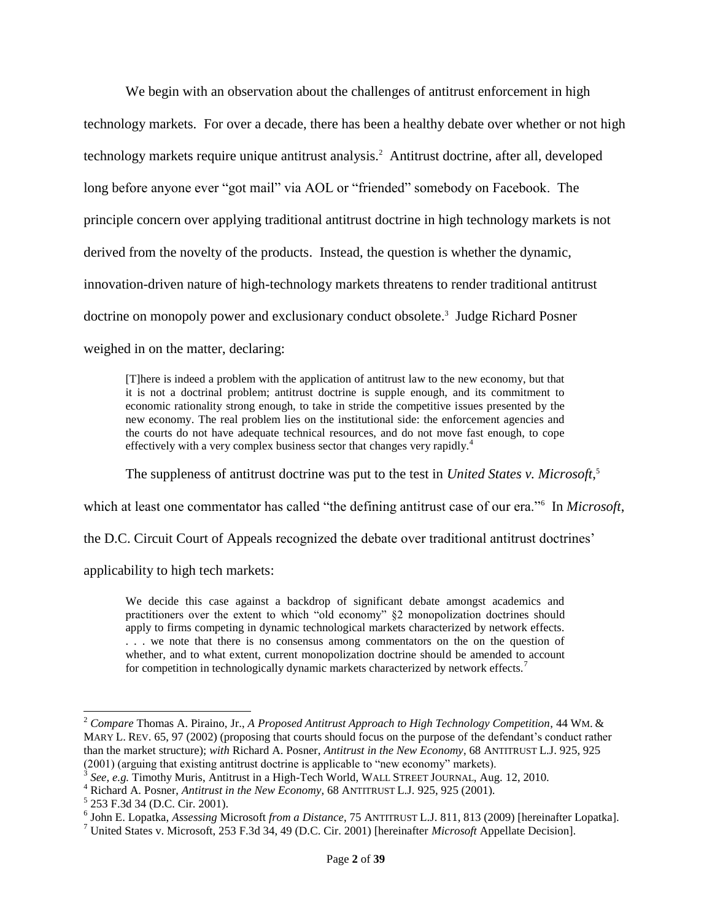We begin with an observation about the challenges of antitrust enforcement in high technology markets. For over a decade, there has been a healthy debate over whether or not high technology markets require unique antitrust analysis.[2] Antitrust doctrine, after all, developed long before anyone ever "got mail" via AOL or "friended" somebody on Facebook. The principle concern over applying traditional antitrust doctrine in high technology markets is not derived from the novelty of the products. Instead, the question is whether the dynamic, innovation-driven nature of high-technology markets threatens to render traditional antitrust doctrine on monopoly power and exclusionary conduct obsolete.[3] Judge Richard Posner weighed in on the matter, declaring:

> [T]here is indeed a problem with the application of antitrust law to the new economy, but that it is not a doctrinal problem; antitrust doctrine is supple enough, and its commitment to economic rationality strong enough, to take in stride the competitive issues presented by the new economy. The real problem lies on the institutional side: the enforcement agencies and the courts do not have adequate technical resources, and do not move fast enough, to cope effectively with a very complex business sector that changes very rapidly.[4]

The suppleness of antitrust doctrine was put to the test in *United States v. Microsoft*,[5] which at least one commentator has called "the defining antitrust case of our era."[6] In *Microsoft*, the D.C. Circuit Court of Appeals recognized the debate over traditional antitrust doctrines' applicability to high tech markets:

> We decide this case against a backdrop of significant debate amongst academics and practitioners over the extent to which "old economy" §2 monopolization doctrines should apply to firms competing in dynamic technological markets characterized by network effects. . . . we note that there is no consensus among commentators on the on the question of whether, and to what extent, current monopolization doctrine should be amended to account for competition in technologically dynamic markets characterized by network effects.[7]

---

[2] *Compare* Thomas A. Piraino, Jr., *A Proposed Antitrust Approach to High Technology Competition*, 44 WM. & MARY L. REV. 65, 97 (2002) (proposing that courts should focus on the purpose of the defendant's conduct rather than the market structure); *with* Richard A. Posner, *Antitrust in the New Economy*, 68 ANTITRUST L.J. 925, 925 (2001) (arguing that existing antitrust doctrine is applicable to "new economy" markets).

[3] *See, e.g.* Timothy Muris, Antitrust in a High-Tech World, WALL STREET JOURNAL, Aug. 12, 2010.

[4] Richard A. Posner, *Antitrust in the New Economy*, 68 ANTITRUST L.J. 925, 925 (2001).

[5] 253 F.3d 34 (D.C. Cir. 2001).

[6] John E. Lopatka, *Assessing* Microsoft *from a Distance*, 75 ANTITRUST L.J. 811, 813 (2009) [hereinafter Lopatka].

[7] United States v. Microsoft, 253 F.3d 34, 49 (D.C. Cir. 2001) [hereinafter *Microsoft* Appellate Decision].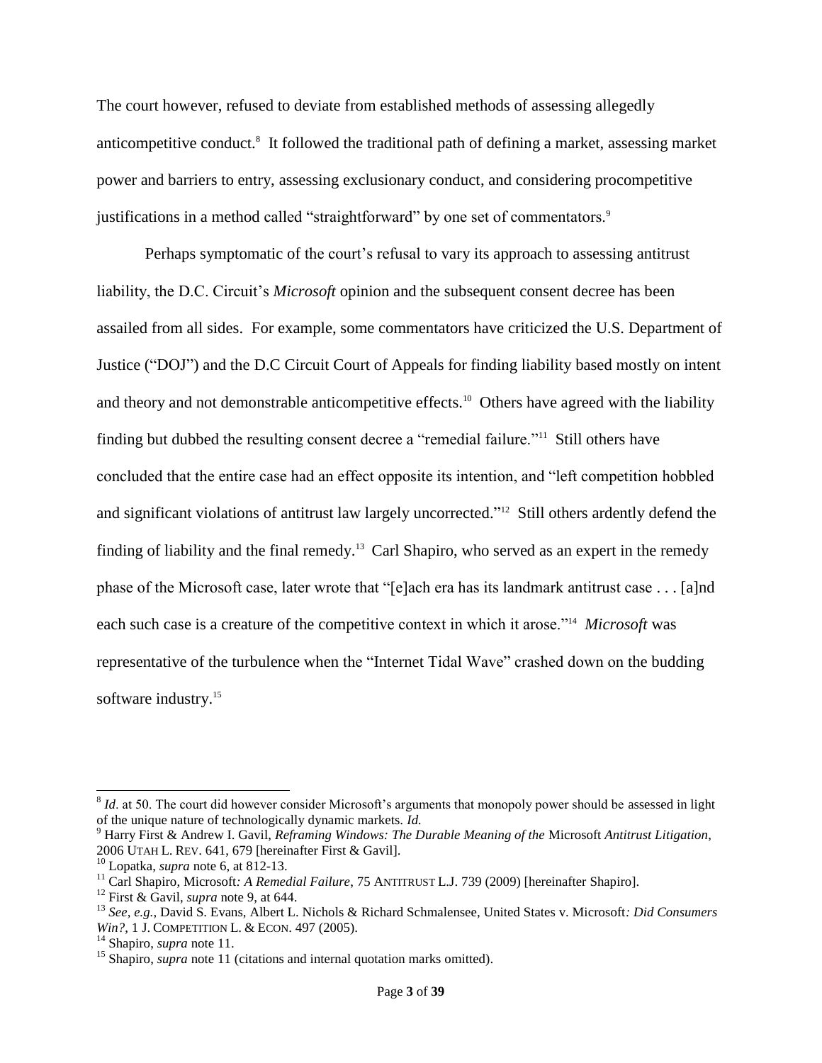The court however, refused to deviate from established methods of assessing allegedly anticompetitive conduct.[8] It followed the traditional path of defining a market, assessing market power and barriers to entry, assessing exclusionary conduct, and considering procompetitive justifications in a method called "straightforward" by one set of commentators.[9]

Perhaps symptomatic of the court's refusal to vary its approach to assessing antitrust liability, the D.C. Circuit's *Microsoft* opinion and the subsequent consent decree has been assailed from all sides. For example, some commentators have criticized the U.S. Department of Justice ("DOJ") and the D.C Circuit Court of Appeals for finding liability based mostly on intent and theory and not demonstrable anticompetitive effects.[10] Others have agreed with the liability finding but dubbed the resulting consent decree a "remedial failure."[11] Still others have concluded that the entire case had an effect opposite its intention, and "left competition hobbled and significant violations of antitrust law largely uncorrected."[12] Still others ardently defend the finding of liability and the final remedy.[13] Carl Shapiro, who served as an expert in the remedy phase of the Microsoft case, later wrote that "[e]ach era has its landmark antitrust case . . . [a]nd each such case is a creature of the competitive context in which it arose."[14] *Microsoft* was representative of the turbulence when the "Internet Tidal Wave" crashed down on the budding software industry.[15]

---

[8] *Id*. at 50. The court did however consider Microsoft's arguments that monopoly power should be assessed in light of the unique nature of technologically dynamic markets. *Id.*

[9] Harry First & Andrew I. Gavil, *Reframing Windows: The Durable Meaning of the* Microsoft *Antitrust Litigation*, 2006 UTAH L. REV. 641, 679 [hereinafter First & Gavil].

[10] Lopatka, *supra* note 6, at 812-13.

[11] Carl Shapiro, Microsoft*: A Remedial Failure*, 75 ANTITRUST L.J. 739 (2009) [hereinafter Shapiro].

[12] First & Gavil, *supra* note 9, at 644.

[13] *See, e.g.*, David S. Evans, Albert L. Nichols & Richard Schmalensee, United States v. Microsoft*: Did Consumers Win?*, 1 J. COMPETITION L. & ECON. 497 (2005).

[14] Shapiro, *supra* note 11.

[15] Shapiro, *supra* note 11 (citations and internal quotation marks omitted).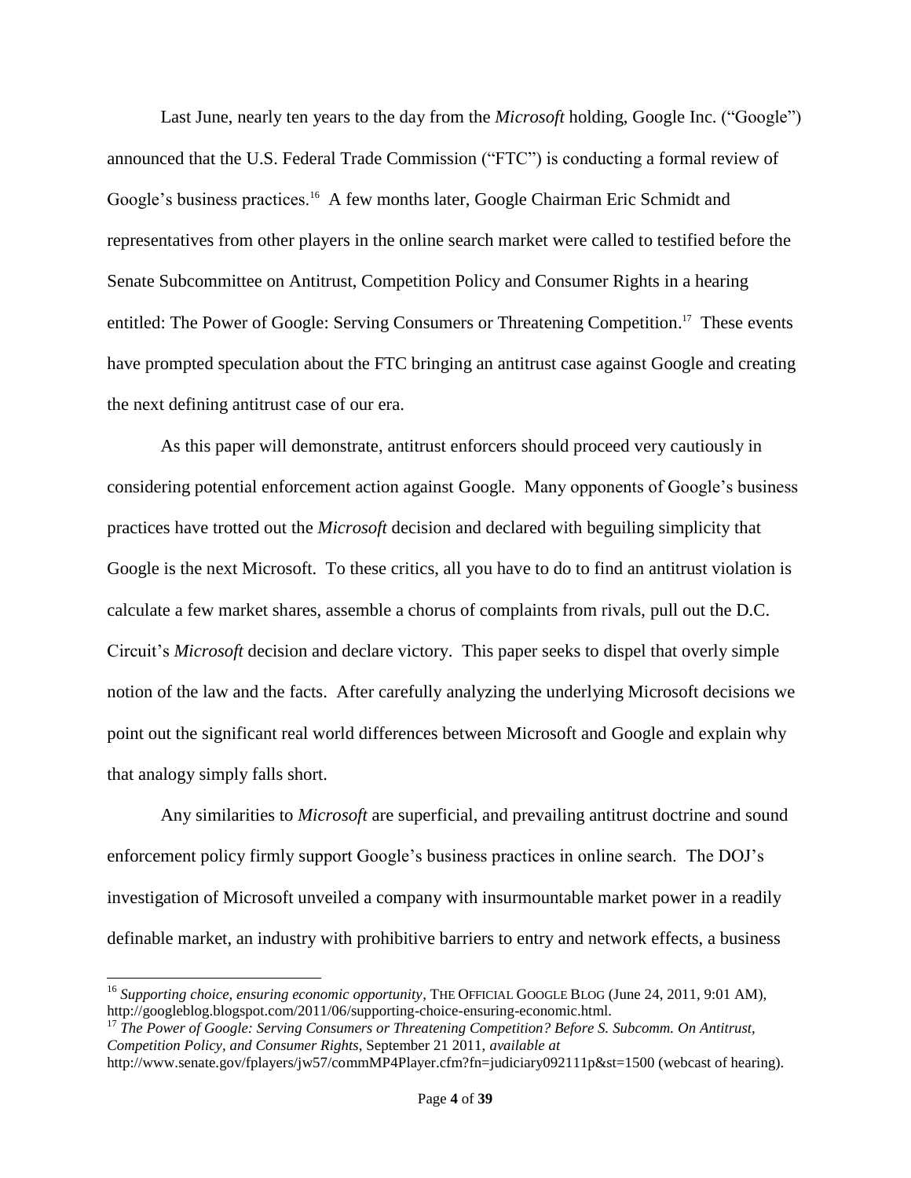Last June, nearly ten years to the day from the *Microsoft* holding, Google Inc. ("Google") announced that the U.S. Federal Trade Commission ("FTC") is conducting a formal review of Google's business practices.[16] A few months later, Google Chairman Eric Schmidt and representatives from other players in the online search market were called to testified before the Senate Subcommittee on Antitrust, Competition Policy and Consumer Rights in a hearing entitled: The Power of Google: Serving Consumers or Threatening Competition.[17] These events have prompted speculation about the FTC bringing an antitrust case against Google and creating the next defining antitrust case of our era.

As this paper will demonstrate, antitrust enforcers should proceed very cautiously in considering potential enforcement action against Google. Many opponents of Google's business practices have trotted out the *Microsoft* decision and declared with beguiling simplicity that Google is the next Microsoft. To these critics, all you have to do to find an antitrust violation is calculate a few market shares, assemble a chorus of complaints from rivals, pull out the D.C. Circuit's *Microsoft* decision and declare victory. This paper seeks to dispel that overly simple notion of the law and the facts. After carefully analyzing the underlying Microsoft decisions we point out the significant real world differences between Microsoft and Google and explain why that analogy simply falls short.

Any similarities to *Microsoft* are superficial, and prevailing antitrust doctrine and sound enforcement policy firmly support Google's business practices in online search. The DOJ's investigation of Microsoft unveiled a company with insurmountable market power in a readily definable market, an industry with prohibitive barriers to entry and network effects, a business

---

[16] *Supporting choice, ensuring economic opportunity*, THE OFFICIAL GOOGLE BLOG (June 24, 2011, 9:01 AM), http://googleblog.blogspot.com/2011/06/supporting-choice-ensuring-economic.html.

[17] *The Power of Google: Serving Consumers or Threatening Competition? Before S. Subcomm. On Antitrust, Competition Policy, and Consumer Rights*, September 21 2011, *available at* http://www.senate.gov/fplayers/jw57/commMP4Player.cfm?fn=judiciary092111p&st=1500 (webcast of hearing).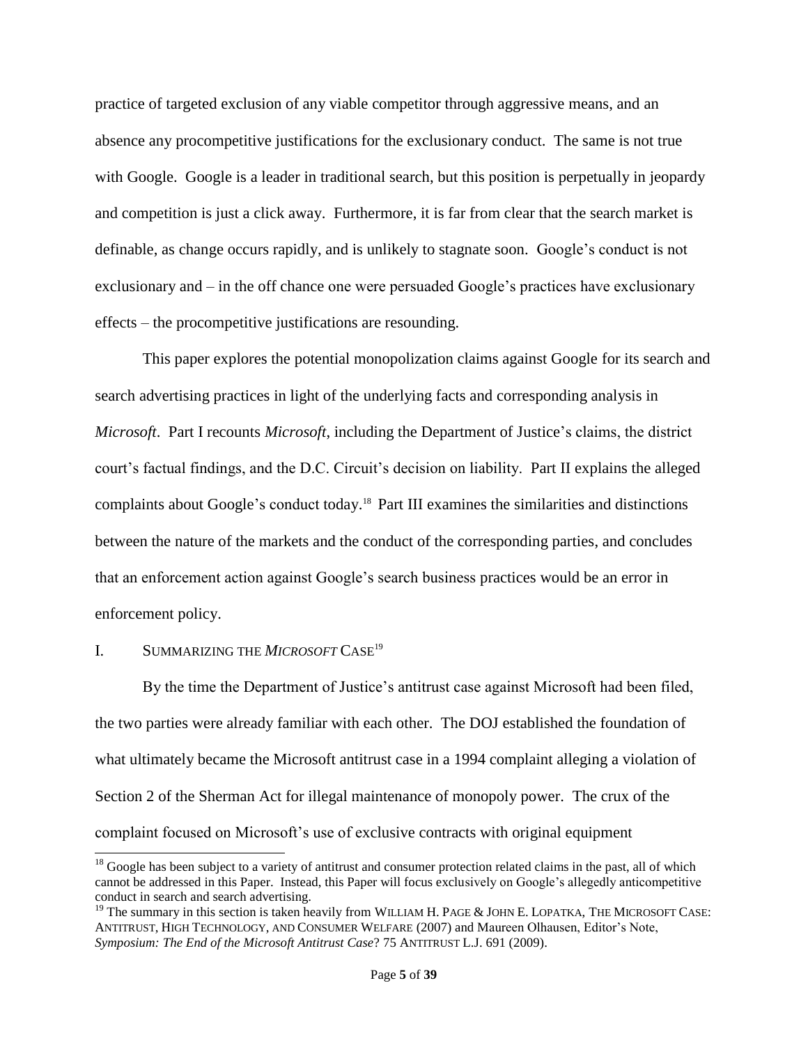practice of targeted exclusion of any viable competitor through aggressive means, and an absence any procompetitive justifications for the exclusionary conduct. The same is not true with Google. Google is a leader in traditional search, but this position is perpetually in jeopardy and competition is just a click away. Furthermore, it is far from clear that the search market is definable, as change occurs rapidly, and is unlikely to stagnate soon. Google's conduct is not exclusionary and – in the off chance one were persuaded Google's practices have exclusionary effects – the procompetitive justifications are resounding.

This paper explores the potential monopolization claims against Google for its search and search advertising practices in light of the underlying facts and corresponding analysis in *Microsoft*. Part I recounts *Microsoft*, including the Department of Justice's claims, the district court's factual findings, and the D.C. Circuit's decision on liability. Part II explains the alleged complaints about Google's conduct today.[18] Part III examines the similarities and distinctions between the nature of the markets and the conduct of the corresponding parties, and concludes that an enforcement action against Google's search business practices would be an error in enforcement policy.

## I. SUMMARIZING THE *MICROSOFT* CASE[19]

By the time the Department of Justice's antitrust case against Microsoft had been filed, the two parties were already familiar with each other. The DOJ established the foundation of what ultimately became the Microsoft antitrust case in a 1994 complaint alleging a violation of Section 2 of the Sherman Act for illegal maintenance of monopoly power. The crux of the complaint focused on Microsoft's use of exclusive contracts with original equipment

---

[18] Google has been subject to a variety of antitrust and consumer protection related claims in the past, all of which cannot be addressed in this Paper. Instead, this Paper will focus exclusively on Google's allegedly anticompetitive conduct in search and search advertising.

[19] The summary in this section is taken heavily from WILLIAM H. PAGE & JOHN E. LOPATKA, THE MICROSOFT CASE: ANTITRUST, HIGH TECHNOLOGY, AND CONSUMER WELFARE (2007) and Maureen Olhausen, Editor's Note, *Symposium: The End of the Microsoft Antitrust Case*? 75 ANTITRUST L.J. 691 (2009).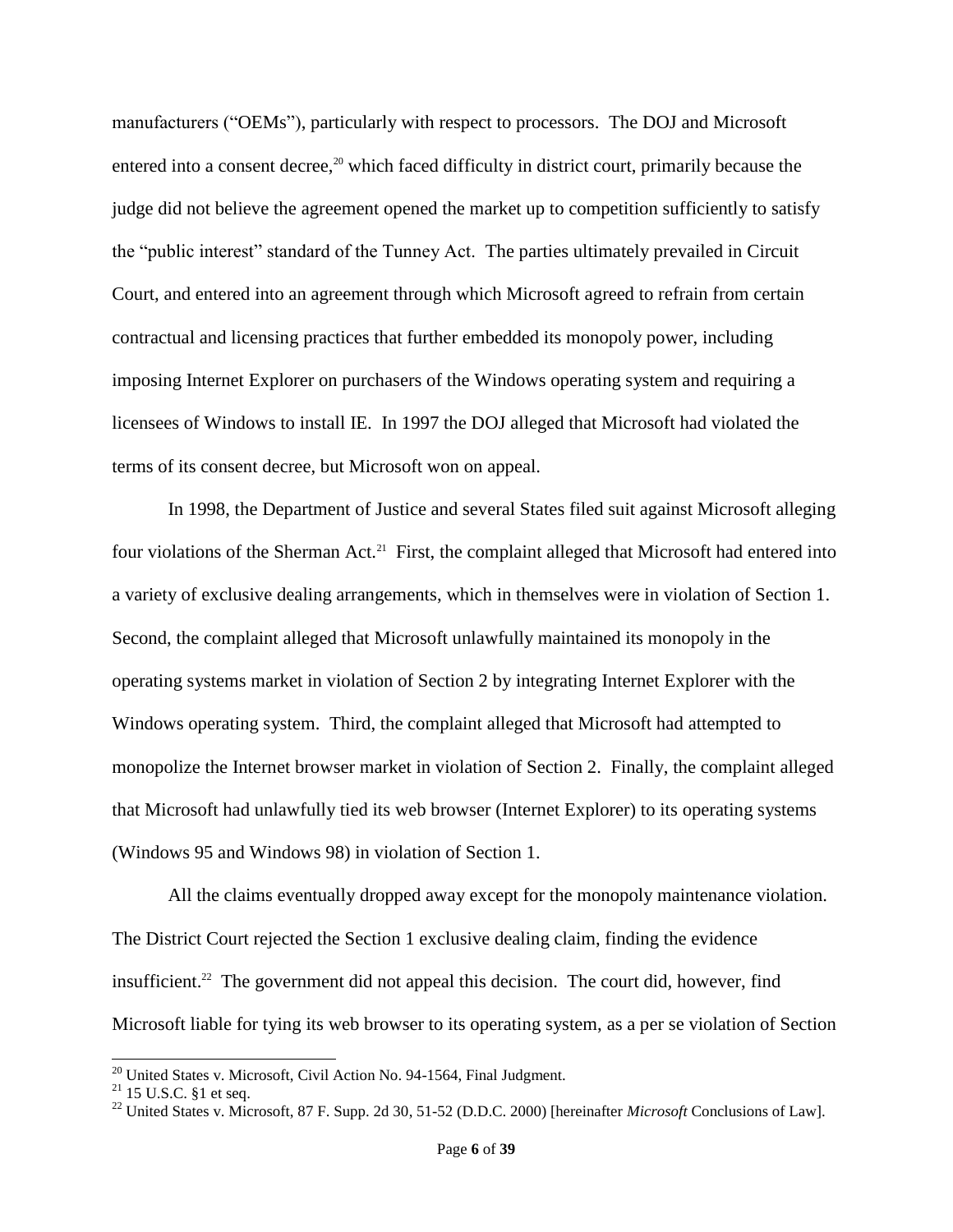manufacturers ("OEMs"), particularly with respect to processors. The DOJ and Microsoft entered into a consent decree,[20] which faced difficulty in district court, primarily because the judge did not believe the agreement opened the market up to competition sufficiently to satisfy the "public interest" standard of the Tunney Act. The parties ultimately prevailed in Circuit Court, and entered into an agreement through which Microsoft agreed to refrain from certain contractual and licensing practices that further embedded its monopoly power, including imposing Internet Explorer on purchasers of the Windows operating system and requiring a licensees of Windows to install IE. In 1997 the DOJ alleged that Microsoft had violated the terms of its consent decree, but Microsoft won on appeal.

In 1998, the Department of Justice and several States filed suit against Microsoft alleging four violations of the Sherman Act.[21] First, the complaint alleged that Microsoft had entered into a variety of exclusive dealing arrangements, which in themselves were in violation of Section 1. Second, the complaint alleged that Microsoft unlawfully maintained its monopoly in the operating systems market in violation of Section 2 by integrating Internet Explorer with the Windows operating system. Third, the complaint alleged that Microsoft had attempted to monopolize the Internet browser market in violation of Section 2. Finally, the complaint alleged that Microsoft had unlawfully tied its web browser (Internet Explorer) to its operating systems (Windows 95 and Windows 98) in violation of Section 1.

All the claims eventually dropped away except for the monopoly maintenance violation. The District Court rejected the Section 1 exclusive dealing claim, finding the evidence insufficient.[22] The government did not appeal this decision. The court did, however, find Microsoft liable for tying its web browser to its operating system, as a per se violation of Section

---

[20] United States v. Microsoft, Civil Action No. 94-1564, Final Judgment.

[21] 15 U.S.C. §1 et seq.

[22] United States v. Microsoft, 87 F. Supp. 2d 30, 51-52 (D.D.C. 2000) [hereinafter *Microsoft* Conclusions of Law].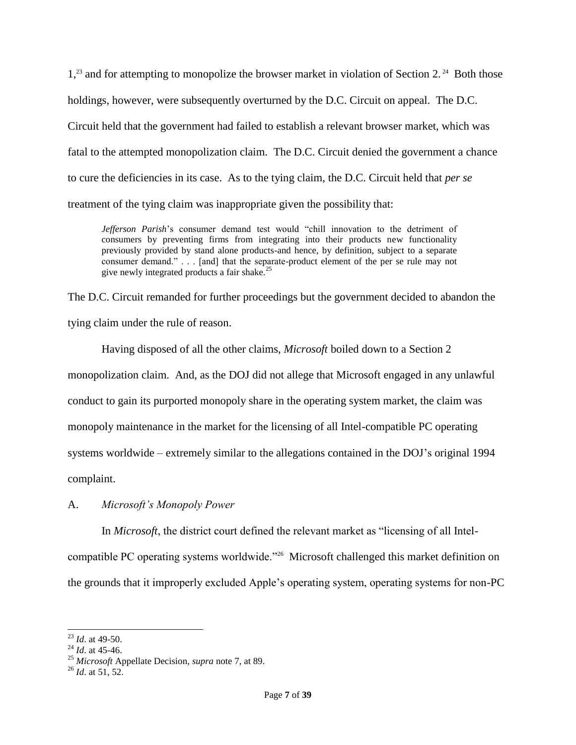1,[23] and for attempting to monopolize the browser market in violation of Section 2.[24] Both those holdings, however, were subsequently overturned by the D.C. Circuit on appeal. The D.C. Circuit held that the government had failed to establish a relevant browser market, which was fatal to the attempted monopolization claim. The D.C. Circuit denied the government a chance to cure the deficiencies in its case. As to the tying claim, the D.C. Circuit held that *per se* treatment of the tying claim was inappropriate given the possibility that:

> *Jefferson Parish*'s consumer demand test would "chill innovation to the detriment of consumers by preventing firms from integrating into their products new functionality previously provided by stand alone products-and hence, by definition, subject to a separate consumer demand." . . . [and] that the separate-product element of the per se rule may not give newly integrated products a fair shake.[25]

The D.C. Circuit remanded for further proceedings but the government decided to abandon the tying claim under the rule of reason.

Having disposed of all the other claims, *Microsoft* boiled down to a Section 2 monopolization claim. And, as the DOJ did not allege that Microsoft engaged in any unlawful conduct to gain its purported monopoly share in the operating system market, the claim was monopoly maintenance in the market for the licensing of all Intel-compatible PC operating systems worldwide – extremely similar to the allegations contained in the DOJ's original 1994 complaint.

## A. *Microsoft's Monopoly Power*

In *Microsoft*, the district court defined the relevant market as "licensing of all Intel-compatible PC operating systems worldwide."[26] Microsoft challenged this market definition on the grounds that it improperly excluded Apple's operating system, operating systems for non-PC

---

[23] *Id*. at 49-50.

[24] *Id*. at 45-46.

[25] *Microsoft* Appellate Decision, *supra* note 7, at 89.

[26] *Id*. at 51, 52.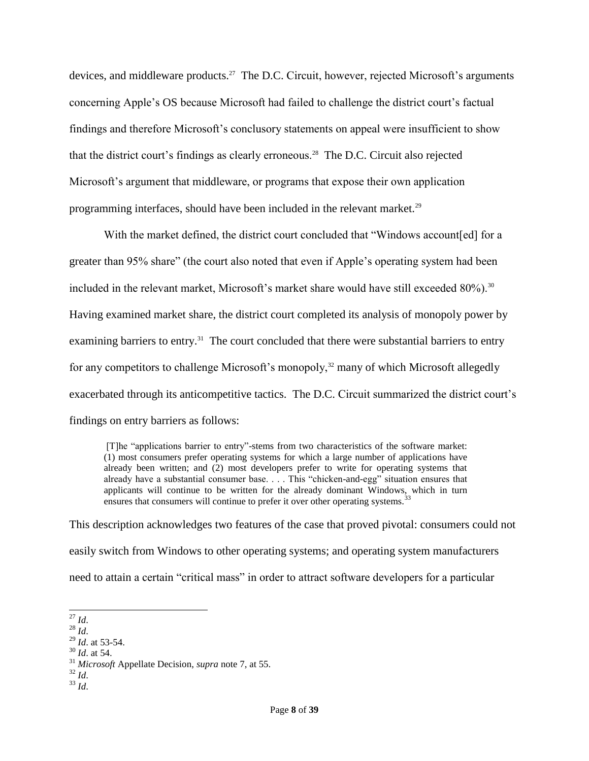devices, and middleware products.[27] The D.C. Circuit, however, rejected Microsoft's arguments concerning Apple's OS because Microsoft had failed to challenge the district court's factual findings and therefore Microsoft's conclusory statements on appeal were insufficient to show that the district court's findings as clearly erroneous.[28] The D.C. Circuit also rejected Microsoft's argument that middleware, or programs that expose their own application programming interfaces, should have been included in the relevant market.[29]

With the market defined, the district court concluded that "Windows account[ed] for a greater than 95% share" (the court also noted that even if Apple's operating system had been included in the relevant market, Microsoft's market share would have still exceeded 80%).[30] Having examined market share, the district court completed its analysis of monopoly power by examining barriers to entry.[31] The court concluded that there were substantial barriers to entry for any competitors to challenge Microsoft's monopoly,[32] many of which Microsoft allegedly exacerbated through its anticompetitive tactics. The D.C. Circuit summarized the district court's findings on entry barriers as follows:

> [T]he "applications barrier to entry"-stems from two characteristics of the software market: (1) most consumers prefer operating systems for which a large number of applications have already been written; and (2) most developers prefer to write for operating systems that already have a substantial consumer base. . . . This "chicken-and-egg" situation ensures that applicants will continue to be written for the already dominant Windows, which in turn ensures that consumers will continue to prefer it over other operating systems.[33]

This description acknowledges two features of the case that proved pivotal: consumers could not easily switch from Windows to other operating systems; and operating system manufacturers need to attain a certain "critical mass" in order to attract software developers for a particular

---

[27] *Id*.
[28] *Id*.
[29] *Id*. at 53-54.
[30] *Id*. at 54.
[31] *Microsoft* Appellate Decision, *supra* note 7, at 55.
[32] *Id*.
[33] *Id*.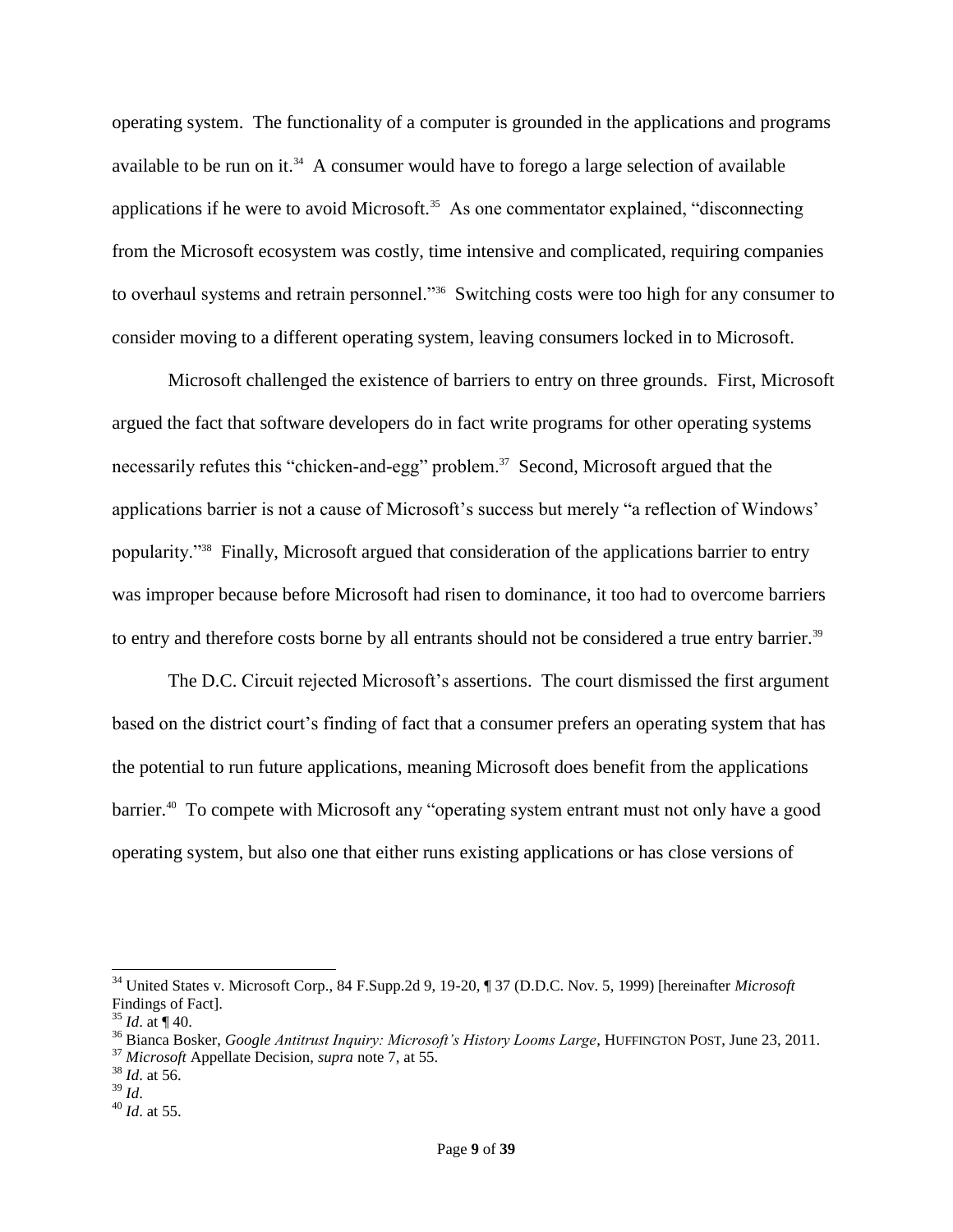operating system. The functionality of a computer is grounded in the applications and programs available to be run on it.[34] A consumer would have to forego a large selection of available applications if he were to avoid Microsoft.[35] As one commentator explained, "disconnecting from the Microsoft ecosystem was costly, time intensive and complicated, requiring companies to overhaul systems and retrain personnel."[36] Switching costs were too high for any consumer to consider moving to a different operating system, leaving consumers locked in to Microsoft.

Microsoft challenged the existence of barriers to entry on three grounds. First, Microsoft argued the fact that software developers do in fact write programs for other operating systems necessarily refutes this "chicken-and-egg" problem.[37] Second, Microsoft argued that the applications barrier is not a cause of Microsoft's success but merely "a reflection of Windows' popularity."[38] Finally, Microsoft argued that consideration of the applications barrier to entry was improper because before Microsoft had risen to dominance, it too had to overcome barriers to entry and therefore costs borne by all entrants should not be considered a true entry barrier.[39]

The D.C. Circuit rejected Microsoft's assertions. The court dismissed the first argument based on the district court's finding of fact that a consumer prefers an operating system that has the potential to run future applications, meaning Microsoft does benefit from the applications barrier.[40] To compete with Microsoft any "operating system entrant must not only have a good operating system, but also one that either runs existing applications or has close versions of

---

[34] United States v. Microsoft Corp., 84 F.Supp.2d 9, 19-20, ¶ 37 (D.D.C. Nov. 5, 1999) [hereinafter *Microsoft* Findings of Fact].
[35] *Id*. at ¶ 40.
[36] Bianca Bosker, *Google Antitrust Inquiry: Microsoft's History Looms Large*, HUFFINGTON POST, June 23, 2011.
[37] *Microsoft* Appellate Decision, *supra* note 7, at 55.
[38] *Id*. at 56.
[39] *Id*.
[40] *Id*. at 55.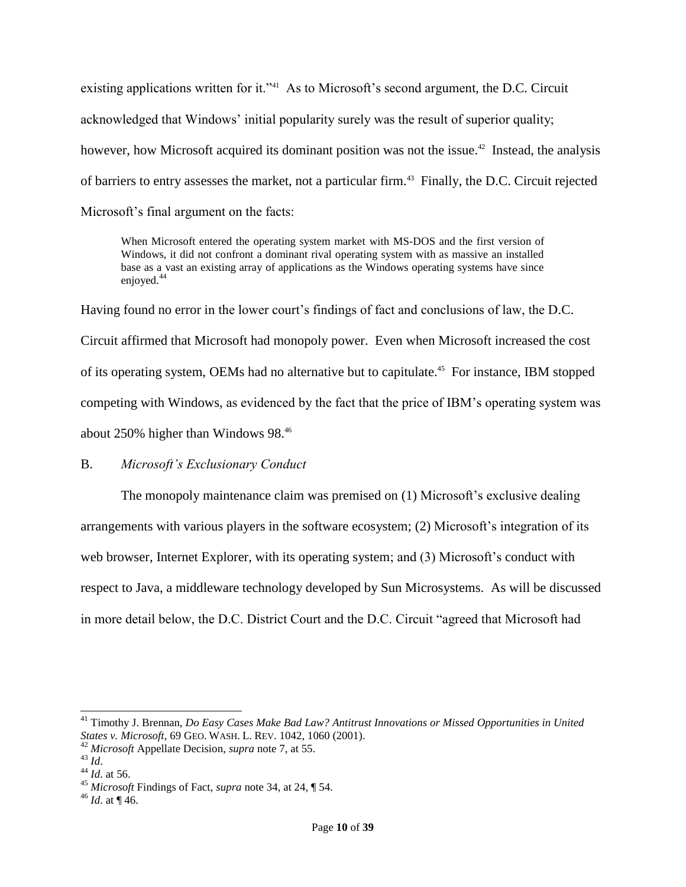existing applications written for it."[41] As to Microsoft's second argument, the D.C. Circuit acknowledged that Windows' initial popularity surely was the result of superior quality; however, how Microsoft acquired its dominant position was not the issue.[42] Instead, the analysis of barriers to entry assesses the market, not a particular firm.[43] Finally, the D.C. Circuit rejected Microsoft's final argument on the facts:

> When Microsoft entered the operating system market with MS-DOS and the first version of Windows, it did not confront a dominant rival operating system with as massive an installed base as a vast an existing array of applications as the Windows operating systems have since enjoyed.[44]

Having found no error in the lower court's findings of fact and conclusions of law, the D.C. Circuit affirmed that Microsoft had monopoly power. Even when Microsoft increased the cost of its operating system, OEMs had no alternative but to capitulate.[45] For instance, IBM stopped competing with Windows, as evidenced by the fact that the price of IBM's operating system was about 250% higher than Windows 98.[46]

B. *Microsoft's Exclusionary Conduct*

The monopoly maintenance claim was premised on (1) Microsoft's exclusive dealing arrangements with various players in the software ecosystem; (2) Microsoft's integration of its web browser, Internet Explorer, with its operating system; and (3) Microsoft's conduct with respect to Java, a middleware technology developed by Sun Microsystems. As will be discussed in more detail below, the D.C. District Court and the D.C. Circuit "agreed that Microsoft had

---

[41] Timothy J. Brennan, *Do Easy Cases Make Bad Law? Antitrust Innovations or Missed Opportunities in United States v. Microsoft*, 69 GEO. WASH. L. REV. 1042, 1060 (2001).

[42] *Microsoft* Appellate Decision, *supra* note 7, at 55.

[43] *Id*.

[44] *Id*. at 56.

[45] *Microsoft* Findings of Fact, *supra* note 34, at 24, ¶ 54.

[46] *Id*. at ¶ 46.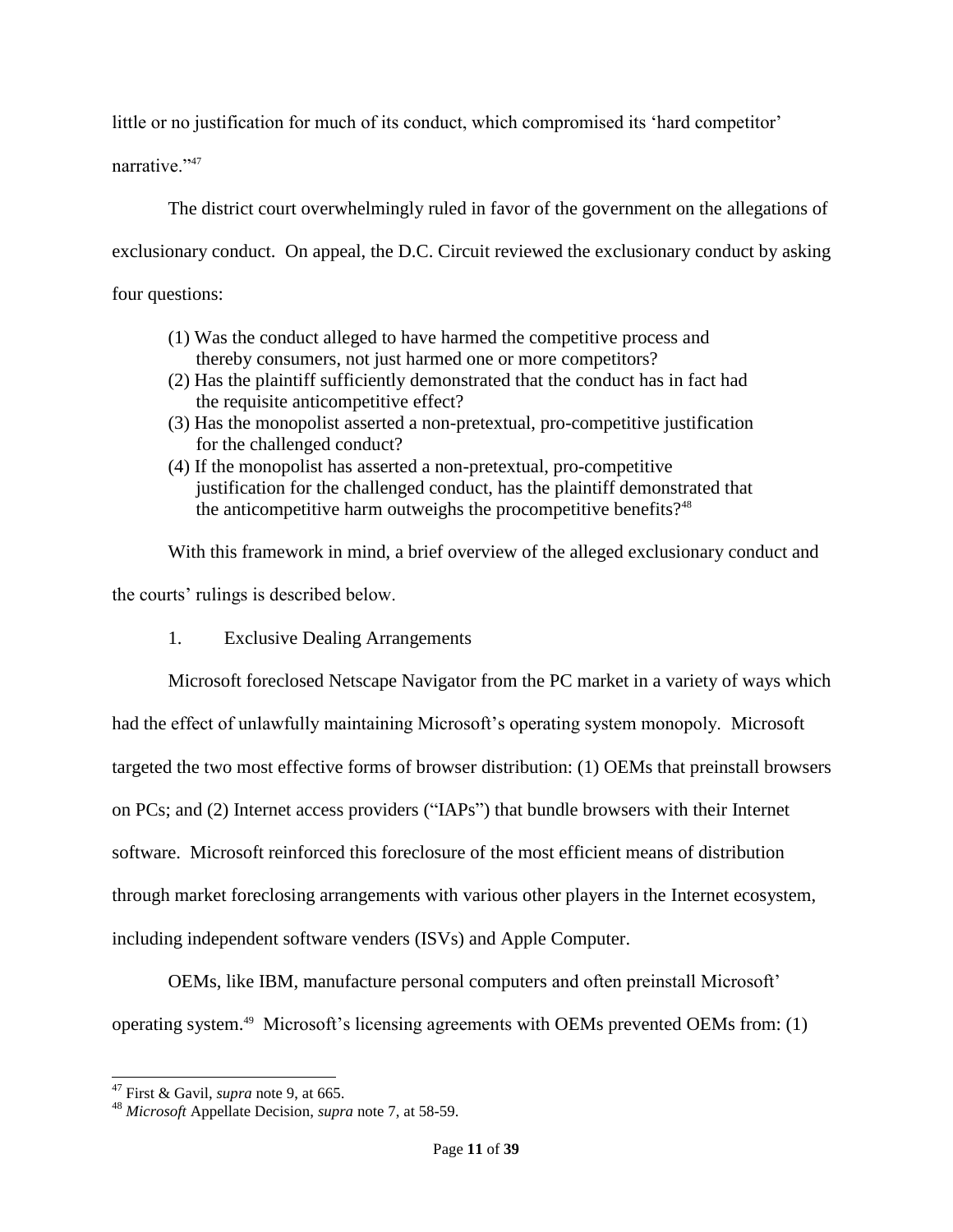little or no justification for much of its conduct, which compromised its 'hard competitor' narrative."[47]

The district court overwhelmingly ruled in favor of the government on the allegations of exclusionary conduct. On appeal, the D.C. Circuit reviewed the exclusionary conduct by asking four questions:

> (1) Was the conduct alleged to have harmed the competitive process and thereby consumers, not just harmed one or more competitors?
> (2) Has the plaintiff sufficiently demonstrated that the conduct has in fact had the requisite anticompetitive effect?
> (3) Has the monopolist asserted a non-pretextual, pro-competitive justification for the challenged conduct?
> (4) If the monopolist has asserted a non-pretextual, pro-competitive justification for the challenged conduct, has the plaintiff demonstrated that the anticompetitive harm outweighs the procompetitive benefits?[48]

With this framework in mind, a brief overview of the alleged exclusionary conduct and the courts' rulings is described below.

1. Exclusive Dealing Arrangements

Microsoft foreclosed Netscape Navigator from the PC market in a variety of ways which had the effect of unlawfully maintaining Microsoft's operating system monopoly. Microsoft targeted the two most effective forms of browser distribution: (1) OEMs that preinstall browsers on PCs; and (2) Internet access providers ("IAPs") that bundle browsers with their Internet software. Microsoft reinforced this foreclosure of the most efficient means of distribution through market foreclosing arrangements with various other players in the Internet ecosystem, including independent software venders (ISVs) and Apple Computer.

OEMs, like IBM, manufacture personal computers and often preinstall Microsoft' operating system.[49] Microsoft's licensing agreements with OEMs prevented OEMs from: (1)

---

[47] First & Gavil, *supra* note 9, at 665.

[48] *Microsoft* Appellate Decision, *supra* note 7, at 58-59.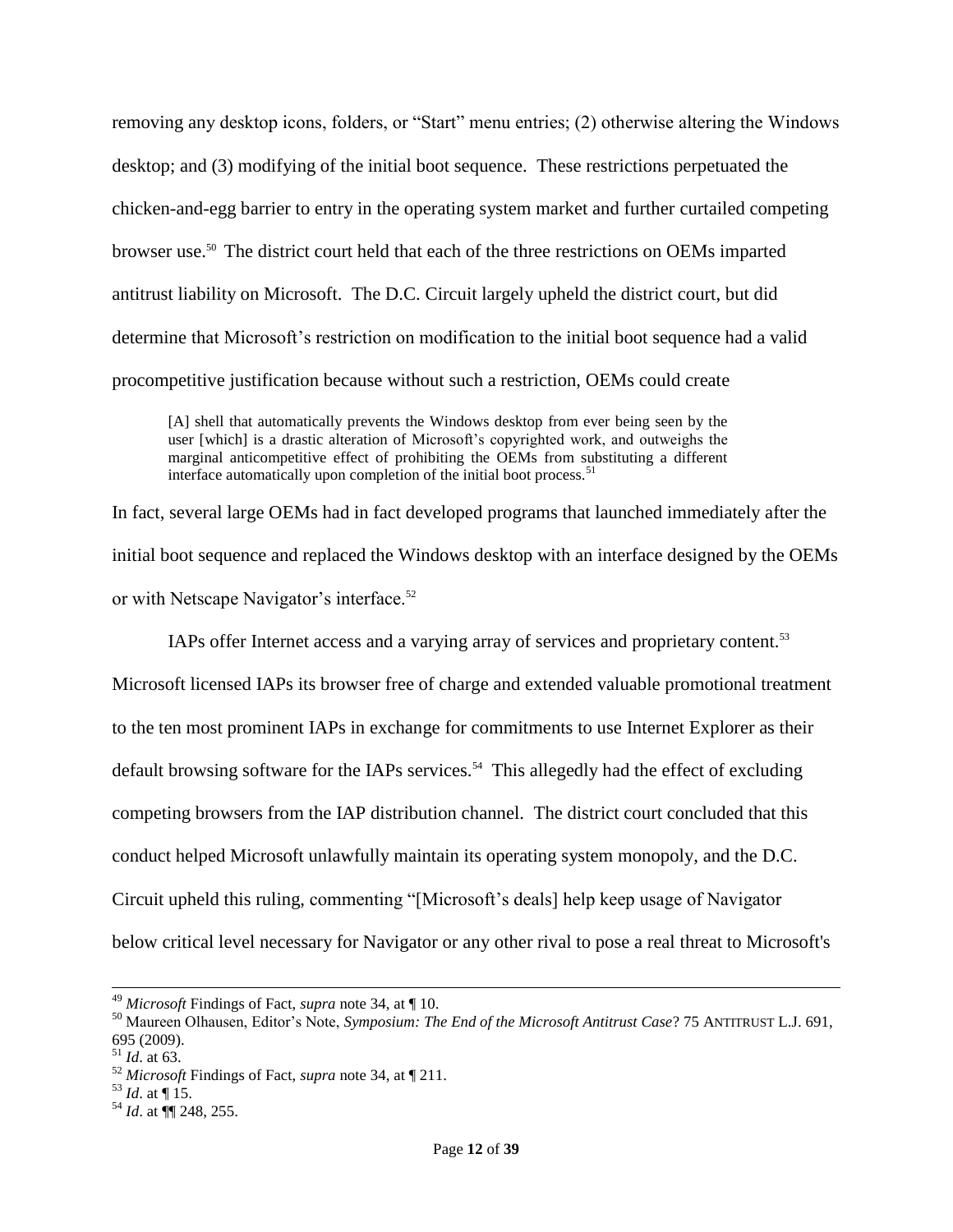removing any desktop icons, folders, or "Start" menu entries; (2) otherwise altering the Windows desktop; and (3) modifying of the initial boot sequence. These restrictions perpetuated the chicken-and-egg barrier to entry in the operating system market and further curtailed competing browser use.[50] The district court held that each of the three restrictions on OEMs imparted antitrust liability on Microsoft. The D.C. Circuit largely upheld the district court, but did determine that Microsoft's restriction on modification to the initial boot sequence had a valid procompetitive justification because without such a restriction, OEMs could create

> [A] shell that automatically prevents the Windows desktop from ever being seen by the user [which] is a drastic alteration of Microsoft's copyrighted work, and outweighs the marginal anticompetitive effect of prohibiting the OEMs from substituting a different interface automatically upon completion of the initial boot process.[51]

In fact, several large OEMs had in fact developed programs that launched immediately after the initial boot sequence and replaced the Windows desktop with an interface designed by the OEMs or with Netscape Navigator's interface.[52]

IAPs offer Internet access and a varying array of services and proprietary content.[53] Microsoft licensed IAPs its browser free of charge and extended valuable promotional treatment to the ten most prominent IAPs in exchange for commitments to use Internet Explorer as their default browsing software for the IAPs services.[54] This allegedly had the effect of excluding competing browsers from the IAP distribution channel. The district court concluded that this conduct helped Microsoft unlawfully maintain its operating system monopoly, and the D.C. Circuit upheld this ruling, commenting "[Microsoft's deals] help keep usage of Navigator below critical level necessary for Navigator or any other rival to pose a real threat to Microsoft's

---

[49] *Microsoft* Findings of Fact, *supra* note 34, at ¶ 10.

[50] Maureen Olhausen, Editor's Note, *Symposium: The End of the Microsoft Antitrust Case*? 75 ANTITRUST L.J. 691, 695 (2009).

[51] *Id*. at 63.

[52] *Microsoft* Findings of Fact, *supra* note 34, at ¶ 211.

[53] *Id*. at ¶ 15.

[54] *Id*. at ¶¶ 248, 255.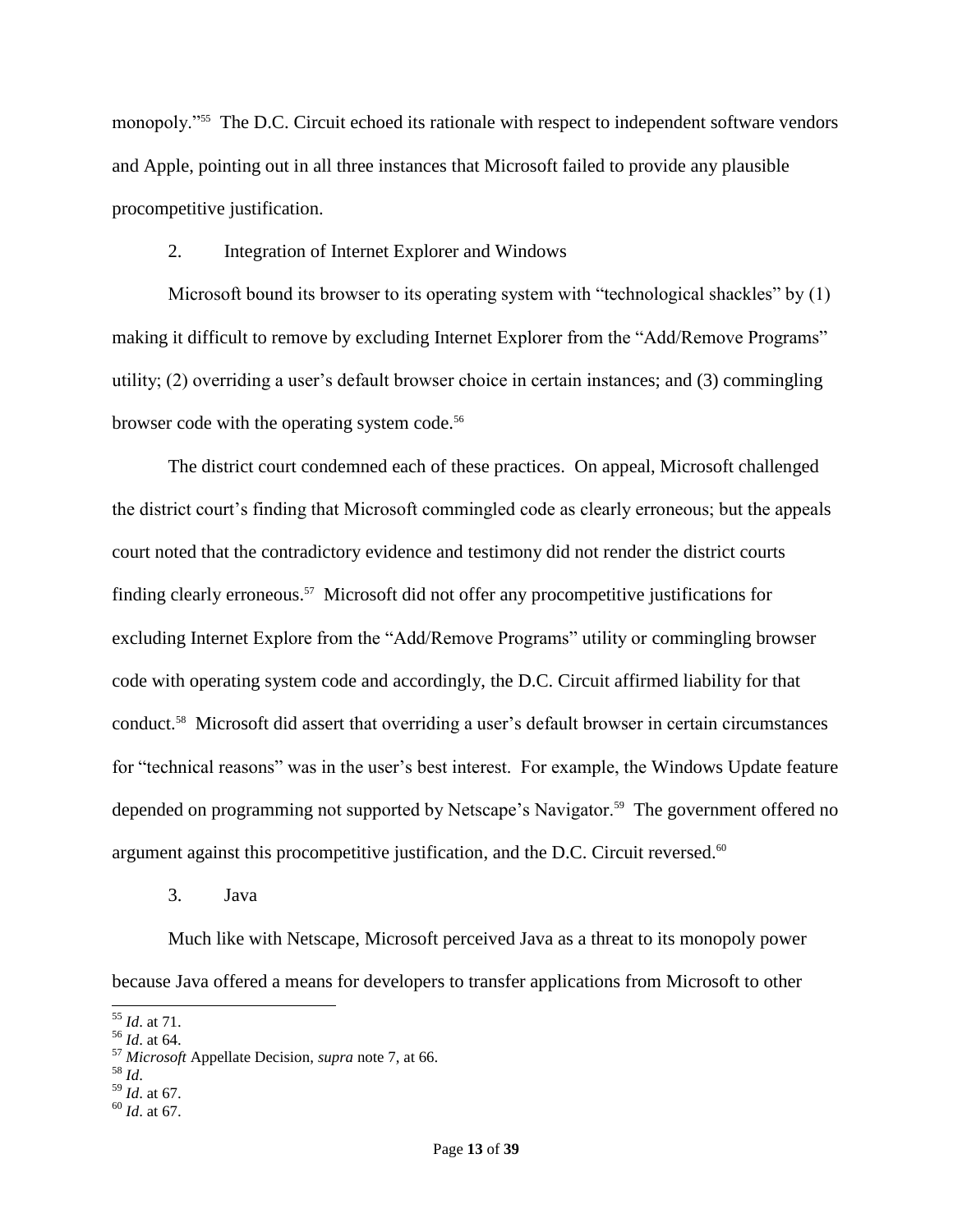monopoly."[55] The D.C. Circuit echoed its rationale with respect to independent software vendors and Apple, pointing out in all three instances that Microsoft failed to provide any plausible procompetitive justification.

2. Integration of Internet Explorer and Windows

Microsoft bound its browser to its operating system with "technological shackles" by (1) making it difficult to remove by excluding Internet Explorer from the "Add/Remove Programs" utility; (2) overriding a user's default browser choice in certain instances; and (3) commingling browser code with the operating system code.[56]

The district court condemned each of these practices. On appeal, Microsoft challenged the district court's finding that Microsoft commingled code as clearly erroneous; but the appeals court noted that the contradictory evidence and testimony did not render the district courts finding clearly erroneous.[57] Microsoft did not offer any procompetitive justifications for excluding Internet Explore from the "Add/Remove Programs" utility or commingling browser code with operating system code and accordingly, the D.C. Circuit affirmed liability for that conduct.[58] Microsoft did assert that overriding a user's default browser in certain circumstances for "technical reasons" was in the user's best interest. For example, the Windows Update feature depended on programming not supported by Netscape's Navigator.[59] The government offered no argument against this procompetitive justification, and the D.C. Circuit reversed.[60]

3. Java

Much like with Netscape, Microsoft perceived Java as a threat to its monopoly power because Java offered a means for developers to transfer applications from Microsoft to other

---

[55] *Id*. at 71.

[56] *Id*. at 64.

[57] *Microsoft* Appellate Decision, *supra* note 7, at 66.

[58] *Id*.

[59] *Id*. at 67.

[60] *Id*. at 67.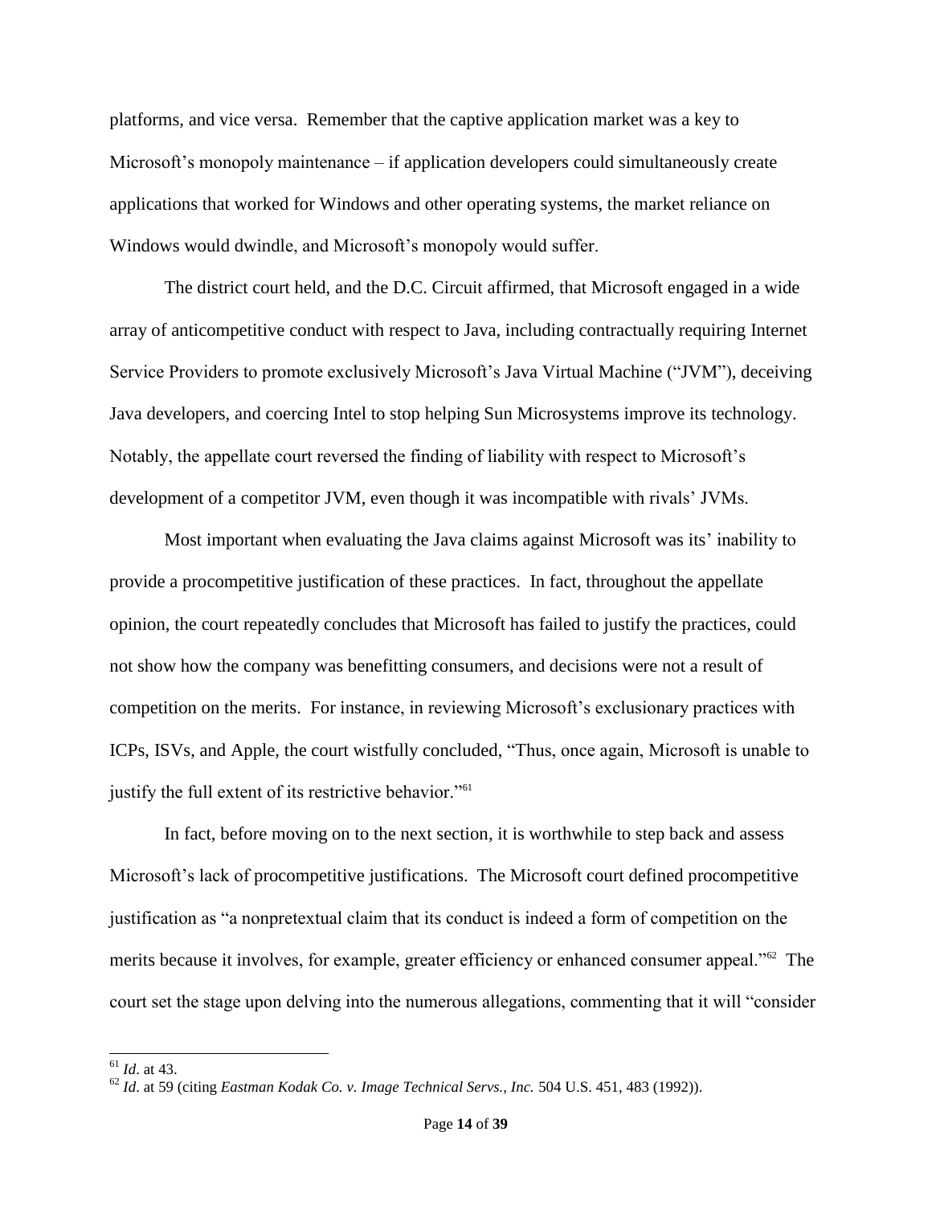platforms, and vice versa. Remember that the captive application market was a key to Microsoft's monopoly maintenance – if application developers could simultaneously create applications that worked for Windows and other operating systems, the market reliance on Windows would dwindle, and Microsoft's monopoly would suffer.

The district court held, and the D.C. Circuit affirmed, that Microsoft engaged in a wide array of anticompetitive conduct with respect to Java, including contractually requiring Internet Service Providers to promote exclusively Microsoft's Java Virtual Machine ("JVM"), deceiving Java developers, and coercing Intel to stop helping Sun Microsystems improve its technology. Notably, the appellate court reversed the finding of liability with respect to Microsoft's development of a competitor JVM, even though it was incompatible with rivals' JVMs.

Most important when evaluating the Java claims against Microsoft was its' inability to provide a procompetitive justification of these practices. In fact, throughout the appellate opinion, the court repeatedly concludes that Microsoft has failed to justify the practices, could not show how the company was benefitting consumers, and decisions were not a result of competition on the merits. For instance, in reviewing Microsoft's exclusionary practices with ICPs, ISVs, and Apple, the court wistfully concluded, "Thus, once again, Microsoft is unable to justify the full extent of its restrictive behavior."[61]

In fact, before moving on to the next section, it is worthwhile to step back and assess Microsoft's lack of procompetitive justifications. The Microsoft court defined procompetitive justification as "a nonpretextual claim that its conduct is indeed a form of competition on the merits because it involves, for example, greater efficiency or enhanced consumer appeal."[62] The court set the stage upon delving into the numerous allegations, commenting that it will "consider

---

[61] *Id*. at 43.

[62] *Id*. at 59 (citing *Eastman Kodak Co. v. Image Technical Servs., Inc.* 504 U.S. 451, 483 (1992)).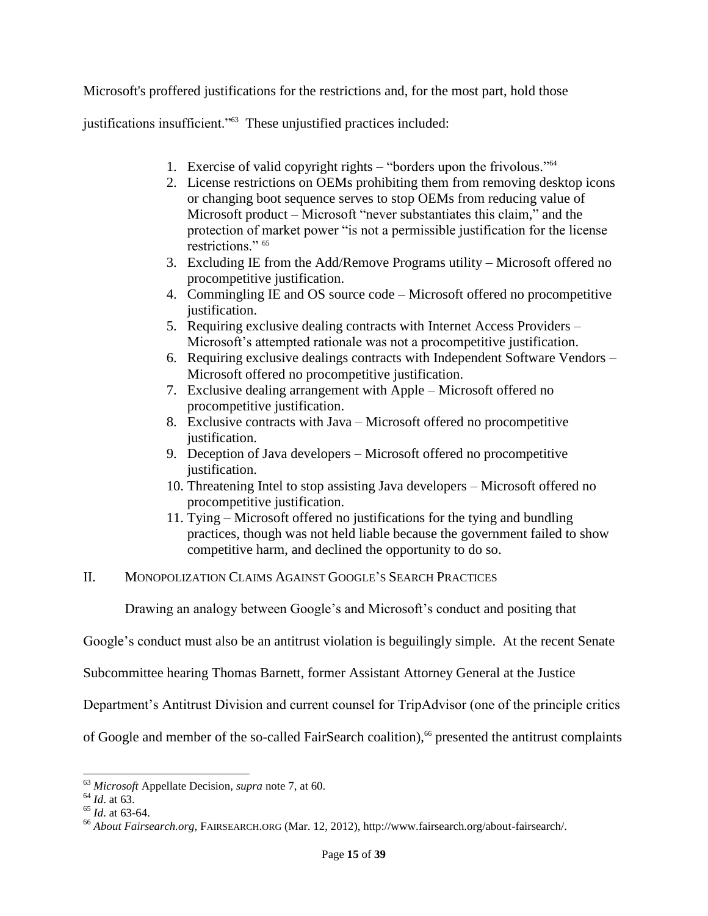Microsoft's proffered justifications for the restrictions and, for the most part, hold those justifications insufficient."[63] These unjustified practices included:

1. Exercise of valid copyright rights – "borders upon the frivolous."[64]
2. License restrictions on OEMs prohibiting them from removing desktop icons or changing boot sequence serves to stop OEMs from reducing value of Microsoft product – Microsoft "never substantiates this claim," and the protection of market power "is not a permissible justification for the license restrictions." [65]
3. Excluding IE from the Add/Remove Programs utility – Microsoft offered no procompetitive justification.
4. Commingling IE and OS source code – Microsoft offered no procompetitive justification.
5. Requiring exclusive dealing contracts with Internet Access Providers – Microsoft's attempted rationale was not a procompetitive justification.
6. Requiring exclusive dealings contracts with Independent Software Vendors – Microsoft offered no procompetitive justification.
7. Exclusive dealing arrangement with Apple – Microsoft offered no procompetitive justification.
8. Exclusive contracts with Java – Microsoft offered no procompetitive justification.
9. Deception of Java developers – Microsoft offered no procompetitive justification.
10. Threatening Intel to stop assisting Java developers – Microsoft offered no procompetitive justification.
11. Tying – Microsoft offered no justifications for the tying and bundling practices, though was not held liable because the government failed to show competitive harm, and declined the opportunity to do so.

## II. Monopolization Claims Against Google's Search Practices

Drawing an analogy between Google's and Microsoft's conduct and positing that Google's conduct must also be an antitrust violation is beguilingly simple. At the recent Senate Subcommittee hearing Thomas Barnett, former Assistant Attorney General at the Justice Department's Antitrust Division and current counsel for TripAdvisor (one of the principle critics of Google and member of the so-called FairSearch coalition),[66] presented the antitrust complaints

---

[63] *Microsoft* Appellate Decision, *supra* note 7, at 60.

[64] *Id*. at 63.

[65] *Id*. at 63-64.

[66] *About Fairsearch.org*, FAIRSEARCH.ORG (Mar. 12, 2012), http://www.fairsearch.org/about-fairsearch/.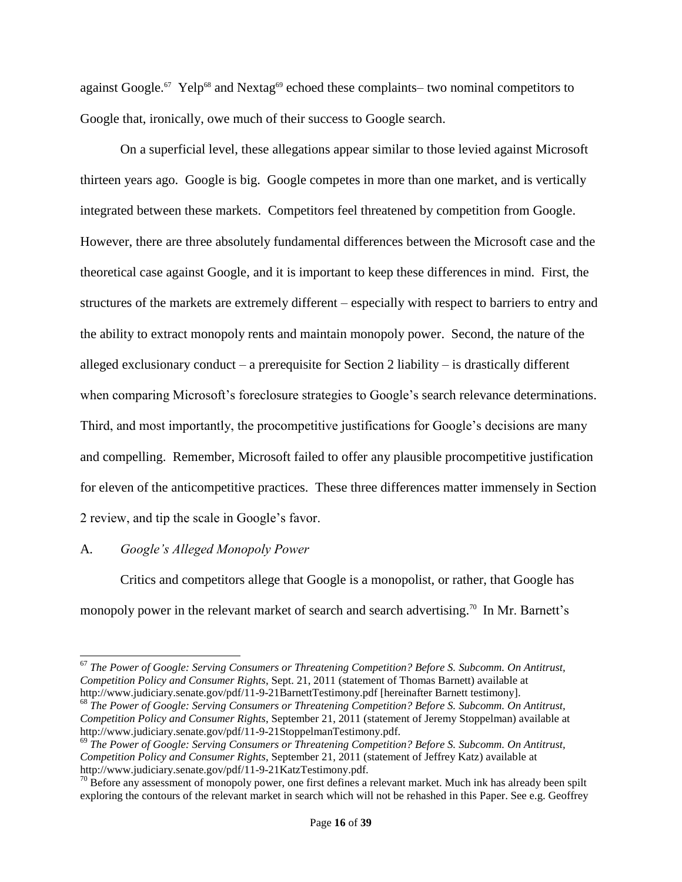against Google.[67] Yelp[68] and Nextag[69] echoed these complaints– two nominal competitors to Google that, ironically, owe much of their success to Google search.

On a superficial level, these allegations appear similar to those levied against Microsoft thirteen years ago. Google is big. Google competes in more than one market, and is vertically integrated between these markets. Competitors feel threatened by competition from Google. However, there are three absolutely fundamental differences between the Microsoft case and the theoretical case against Google, and it is important to keep these differences in mind. First, the structures of the markets are extremely different – especially with respect to barriers to entry and the ability to extract monopoly rents and maintain monopoly power. Second, the nature of the alleged exclusionary conduct – a prerequisite for Section 2 liability – is drastically different when comparing Microsoft's foreclosure strategies to Google's search relevance determinations. Third, and most importantly, the procompetitive justifications for Google's decisions are many and compelling. Remember, Microsoft failed to offer any plausible procompetitive justification for eleven of the anticompetitive practices. These three differences matter immensely in Section 2 review, and tip the scale in Google's favor.

## A. *Google's Alleged Monopoly Power*

Critics and competitors allege that Google is a monopolist, or rather, that Google has monopoly power in the relevant market of search and search advertising.[70] In Mr. Barnett's

---

[67] *The Power of Google: Serving Consumers or Threatening Competition? Before S. Subcomm. On Antitrust, Competition Policy and Consumer Rights*, Sept. 21, 2011 (statement of Thomas Barnett) available at http://www.judiciary.senate.gov/pdf/11-9-21BarnettTestimony.pdf [hereinafter Barnett testimony].

[68] *The Power of Google: Serving Consumers or Threatening Competition? Before S. Subcomm. On Antitrust, Competition Policy and Consumer Rights*, September 21, 2011 (statement of Jeremy Stoppelman) available at http://www.judiciary.senate.gov/pdf/11-9-21StoppelmanTestimony.pdf.

[69] *The Power of Google: Serving Consumers or Threatening Competition? Before S. Subcomm. On Antitrust, Competition Policy and Consumer Rights*, September 21, 2011 (statement of Jeffrey Katz) available at http://www.judiciary.senate.gov/pdf/11-9-21KatzTestimony.pdf.

[70] Before any assessment of monopoly power, one first defines a relevant market. Much ink has already been spilt exploring the contours of the relevant market in search which will not be rehashed in this Paper. See e.g. Geoffrey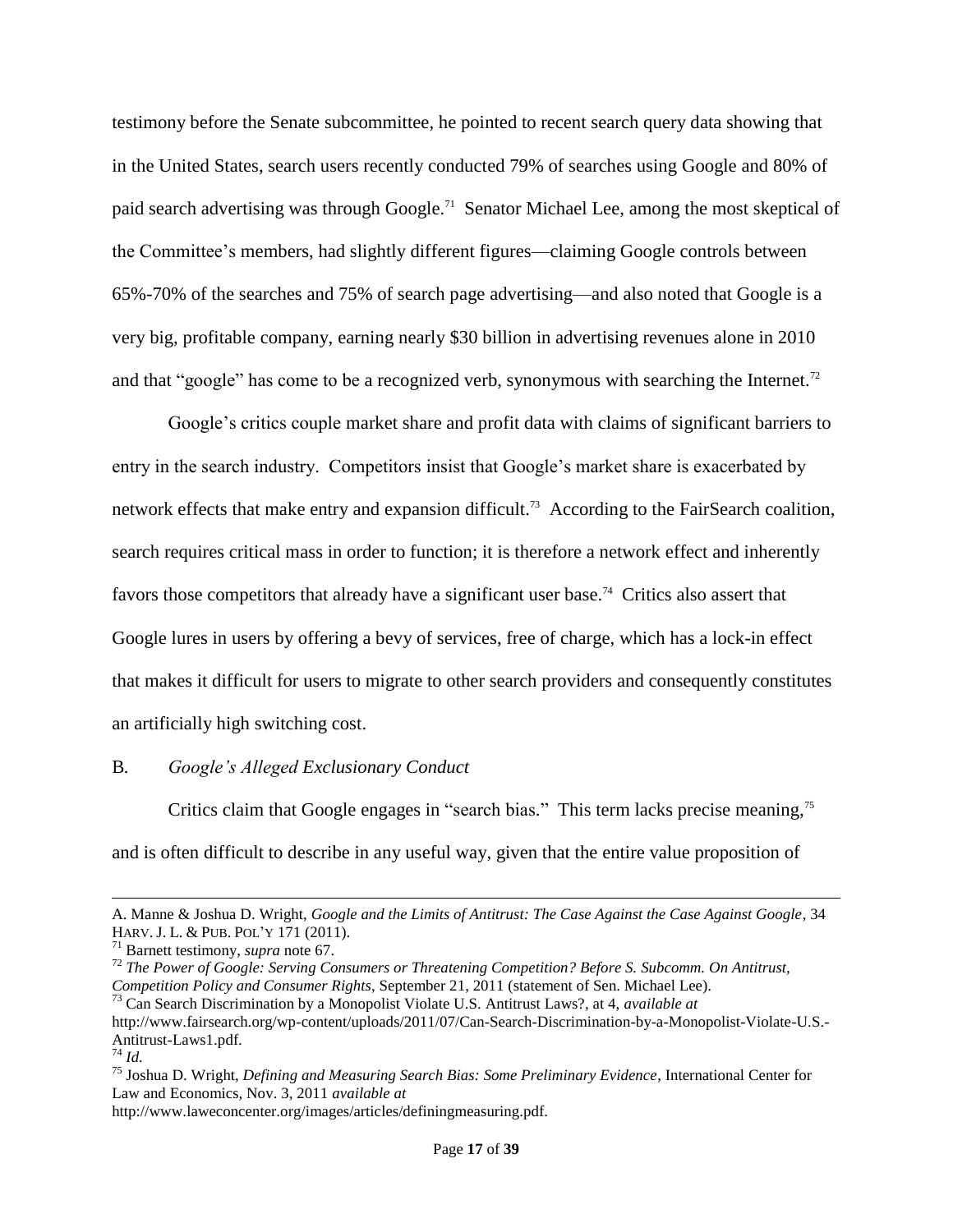testimony before the Senate subcommittee, he pointed to recent search query data showing that in the United States, search users recently conducted 79% of searches using Google and 80% of paid search advertising was through Google.[71] Senator Michael Lee, among the most skeptical of the Committee's members, had slightly different figures—claiming Google controls between 65%-70% of the searches and 75% of search page advertising—and also noted that Google is a very big, profitable company, earning nearly $30 billion in advertising revenues alone in 2010 and that "google" has come to be a recognized verb, synonymous with searching the Internet.[72]

Google's critics couple market share and profit data with claims of significant barriers to entry in the search industry. Competitors insist that Google's market share is exacerbated by network effects that make entry and expansion difficult.[73] According to the FairSearch coalition, search requires critical mass in order to function; it is therefore a network effect and inherently favors those competitors that already have a significant user base.[74] Critics also assert that Google lures in users by offering a bevy of services, free of charge, which has a lock-in effect that makes it difficult for users to migrate to other search providers and consequently constitutes an artificially high switching cost.

### B. *Google's Alleged Exclusionary Conduct*

Critics claim that Google engages in "search bias." This term lacks precise meaning,[75] and is often difficult to describe in any useful way, given that the entire value proposition of

---

A. Manne & Joshua D. Wright, *Google and the Limits of Antitrust: The Case Against the Case Against Google*, 34 HARV. J. L. & PUB. POL'Y 171 (2011).

[71] Barnett testimony, *supra* note 67.

[72] *The Power of Google: Serving Consumers or Threatening Competition? Before S. Subcomm. On Antitrust, Competition Policy and Consumer Rights*, September 21, 2011 (statement of Sen. Michael Lee).

[73] Can Search Discrimination by a Monopolist Violate U.S. Antitrust Laws?, at 4, *available at* http://www.fairsearch.org/wp-content/uploads/2011/07/Can-Search-Discrimination-by-a-Monopolist-Violate-U.S.-Antitrust-Laws1.pdf.

[74] *Id.*

[75] Joshua D. Wright, *Defining and Measuring Search Bias: Some Preliminary Evidence*, International Center for Law and Economics, Nov. 3, 2011 *available at* http://www.laweconcenter.org/images/articles/definingmeasuring.pdf.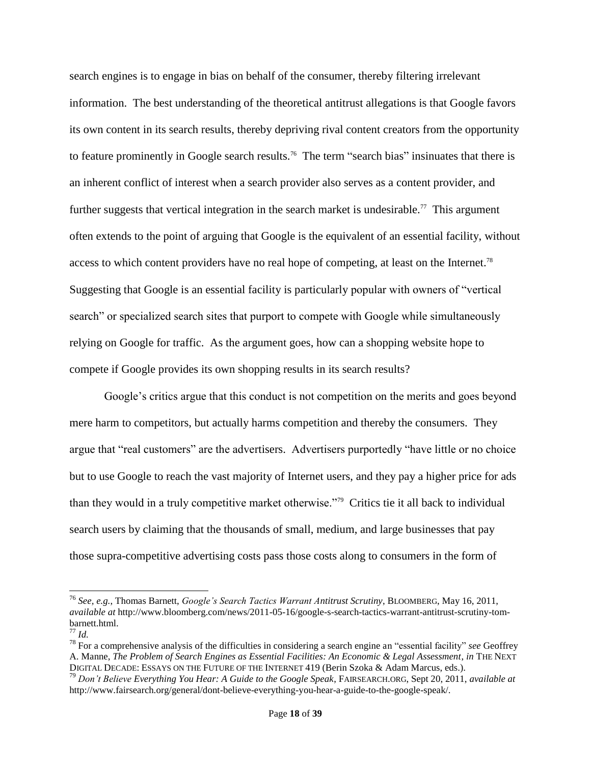search engines is to engage in bias on behalf of the consumer, thereby filtering irrelevant information. The best understanding of the theoretical antitrust allegations is that Google favors its own content in its search results, thereby depriving rival content creators from the opportunity to feature prominently in Google search results.[76] The term "search bias" insinuates that there is an inherent conflict of interest when a search provider also serves as a content provider, and further suggests that vertical integration in the search market is undesirable.[77] This argument often extends to the point of arguing that Google is the equivalent of an essential facility, without access to which content providers have no real hope of competing, at least on the Internet.[78] Suggesting that Google is an essential facility is particularly popular with owners of "vertical search" or specialized search sites that purport to compete with Google while simultaneously relying on Google for traffic. As the argument goes, how can a shopping website hope to compete if Google provides its own shopping results in its search results?

Google's critics argue that this conduct is not competition on the merits and goes beyond mere harm to competitors, but actually harms competition and thereby the consumers. They argue that "real customers" are the advertisers. Advertisers purportedly "have little or no choice but to use Google to reach the vast majority of Internet users, and they pay a higher price for ads than they would in a truly competitive market otherwise."[79] Critics tie it all back to individual search users by claiming that the thousands of small, medium, and large businesses that pay those supra-competitive advertising costs pass those costs along to consumers in the form of

---

[76] *See, e.g.*, Thomas Barnett, *Google's Search Tactics Warrant Antitrust Scrutiny*, BLOOMBERG, May 16, 2011, *available at* http://www.bloomberg.com/news/2011-05-16/google-s-search-tactics-warrant-antitrust-scrutiny-tom-barnett.html.

[77] *Id.*

[78] For a comprehensive analysis of the difficulties in considering a search engine an "essential facility" *see* Geoffrey A. Manne, *The Problem of Search Engines as Essential Facilities: An Economic & Legal Assessment*, *in* THE NEXT DIGITAL DECADE: ESSAYS ON THE FUTURE OF THE INTERNET 419 (Berin Szoka & Adam Marcus, eds.).

[79] *Don't Believe Everything You Hear: A Guide to the Google Speak*, FAIRSEARCH.ORG, Sept 20, 2011, *available at* http://www.fairsearch.org/general/dont-believe-everything-you-hear-a-guide-to-the-google-speak/.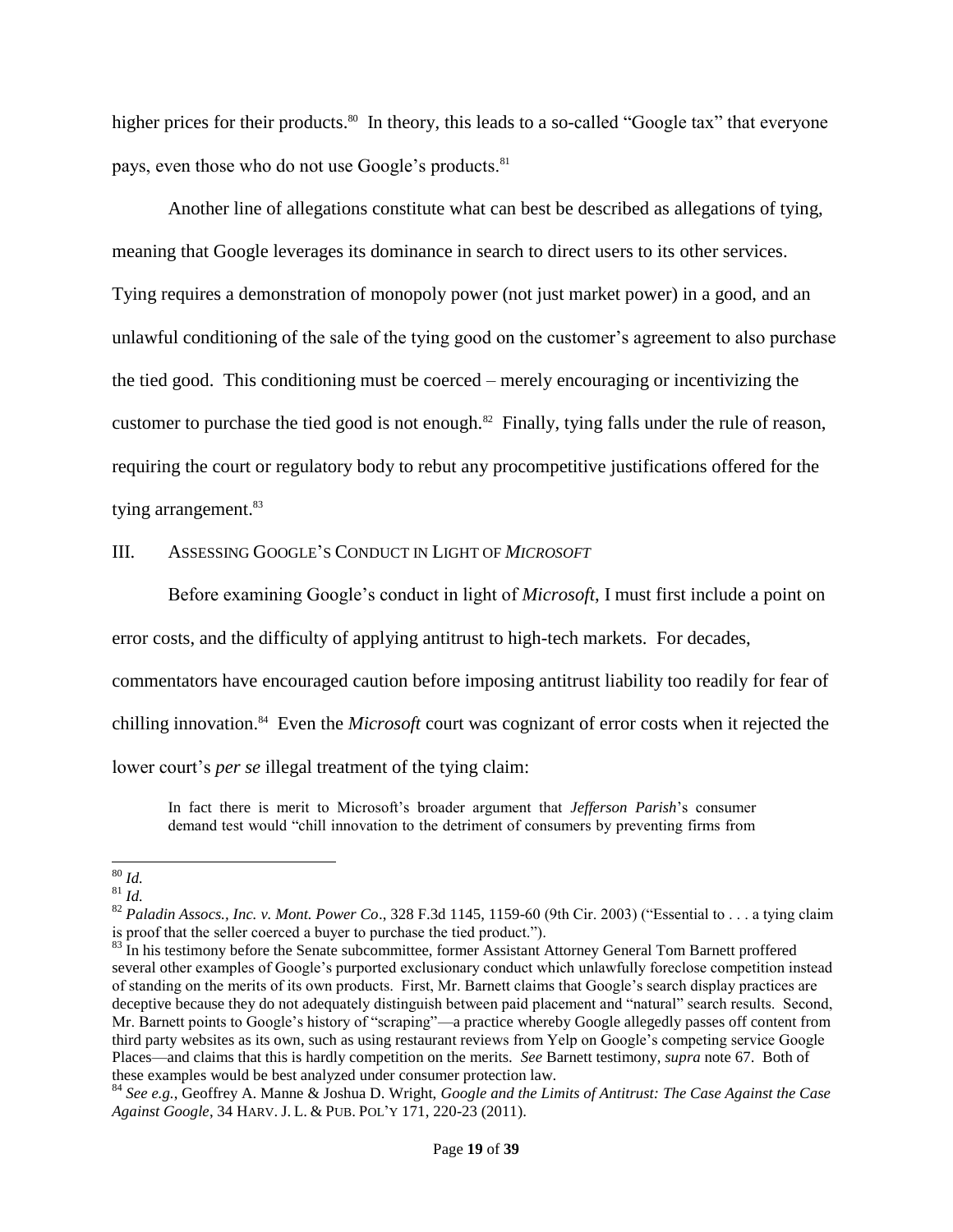higher prices for their products.[80] In theory, this leads to a so-called "Google tax" that everyone pays, even those who do not use Google's products.[81]

Another line of allegations constitute what can best be described as allegations of tying, meaning that Google leverages its dominance in search to direct users to its other services. Tying requires a demonstration of monopoly power (not just market power) in a good, and an unlawful conditioning of the sale of the tying good on the customer's agreement to also purchase the tied good. This conditioning must be coerced – merely encouraging or incentivizing the customer to purchase the tied good is not enough.[82] Finally, tying falls under the rule of reason, requiring the court or regulatory body to rebut any procompetitive justifications offered for the tying arrangement.[83]

## III. ASSESSING GOOGLE'S CONDUCT IN LIGHT OF *MICROSOFT*

Before examining Google's conduct in light of *Microsoft*, I must first include a point on error costs, and the difficulty of applying antitrust to high-tech markets. For decades, commentators have encouraged caution before imposing antitrust liability too readily for fear of chilling innovation.[84] Even the *Microsoft* court was cognizant of error costs when it rejected the lower court's *per se* illegal treatment of the tying claim:

> In fact there is merit to Microsoft's broader argument that *Jefferson Parish*'s consumer demand test would "chill innovation to the detriment of consumers by preventing firms from

---

[80] *Id.*

[81] *Id.*

[82] *Paladin Assocs., Inc. v. Mont. Power Co*., 328 F.3d 1145, 1159-60 (9th Cir. 2003) ("Essential to . . . a tying claim is proof that the seller coerced a buyer to purchase the tied product.").

[83] In his testimony before the Senate subcommittee, former Assistant Attorney General Tom Barnett proffered several other examples of Google's purported exclusionary conduct which unlawfully foreclose competition instead of standing on the merits of its own products. First, Mr. Barnett claims that Google's search display practices are deceptive because they do not adequately distinguish between paid placement and "natural" search results. Second, Mr. Barnett points to Google's history of "scraping"—a practice whereby Google allegedly passes off content from third party websites as its own, such as using restaurant reviews from Yelp on Google's competing service Google Places—and claims that this is hardly competition on the merits. *See* Barnett testimony, *supra* note 67. Both of these examples would be best analyzed under consumer protection law.

[84] *See e.g.*, Geoffrey A. Manne & Joshua D. Wright, *Google and the Limits of Antitrust: The Case Against the Case Against Google*, 34 HARV. J. L. & PUB. POL'Y 171, 220-23 (2011).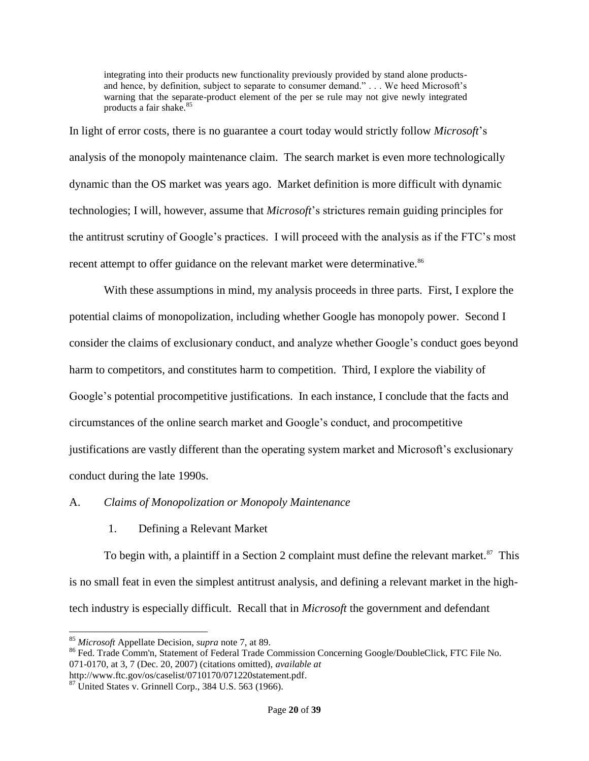> integrating into their products new functionality previously provided by stand alone products- and hence, by definition, subject to separate to consumer demand." . . . We heed Microsoft's warning that the separate-product element of the per se rule may not give newly integrated products a fair shake.[85]

In light of error costs, there is no guarantee a court today would strictly follow *Microsoft*'s analysis of the monopoly maintenance claim. The search market is even more technologically dynamic than the OS market was years ago. Market definition is more difficult with dynamic technologies; I will, however, assume that *Microsoft*'s strictures remain guiding principles for the antitrust scrutiny of Google's practices. I will proceed with the analysis as if the FTC's most recent attempt to offer guidance on the relevant market were determinative.[86]

With these assumptions in mind, my analysis proceeds in three parts. First, I explore the potential claims of monopolization, including whether Google has monopoly power. Second I consider the claims of exclusionary conduct, and analyze whether Google's conduct goes beyond harm to competitors, and constitutes harm to competition. Third, I explore the viability of Google's potential procompetitive justifications. In each instance, I conclude that the facts and circumstances of the online search market and Google's conduct, and procompetitive justifications are vastly different than the operating system market and Microsoft's exclusionary conduct during the late 1990s.

## A. *Claims of Monopolization or Monopoly Maintenance*

### 1. Defining a Relevant Market

To begin with, a plaintiff in a Section 2 complaint must define the relevant market.[87] This is no small feat in even the simplest antitrust analysis, and defining a relevant market in the high-tech industry is especially difficult. Recall that in *Microsoft* the government and defendant

---

[85] *Microsoft* Appellate Decision, *supra* note 7, at 89.

[86] Fed. Trade Comm'n, Statement of Federal Trade Commission Concerning Google/DoubleClick, FTC File No. 071-0170, at 3, 7 (Dec. 20, 2007) (citations omitted), *available at* http://www.ftc.gov/os/caselist/0710170/071220statement.pdf.

[87] United States v. Grinnell Corp., 384 U.S. 563 (1966).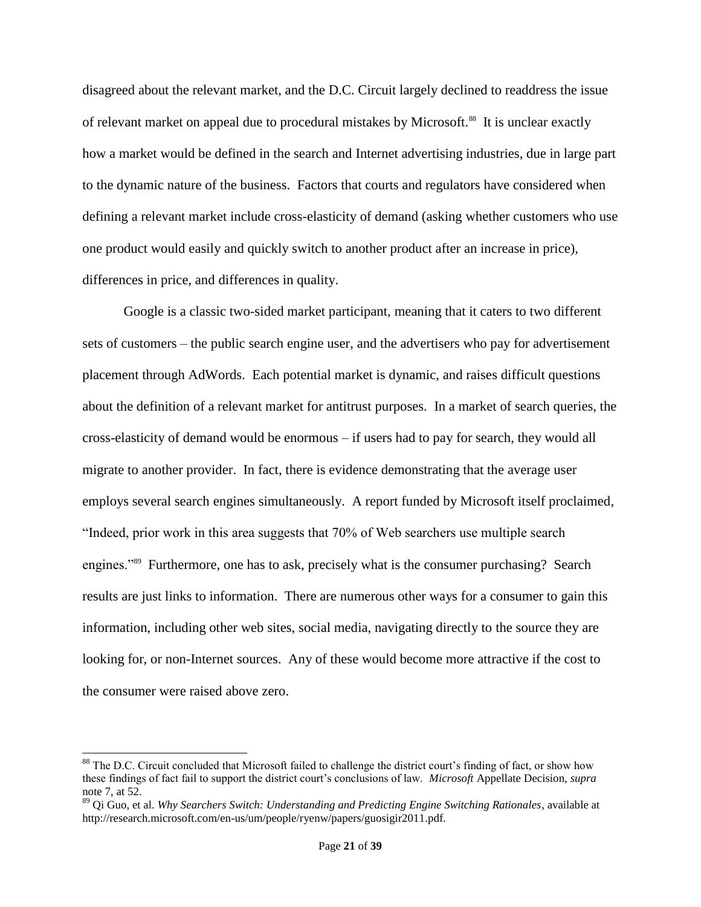disagreed about the relevant market, and the D.C. Circuit largely declined to readdress the issue of relevant market on appeal due to procedural mistakes by Microsoft.[88] It is unclear exactly how a market would be defined in the search and Internet advertising industries, due in large part to the dynamic nature of the business. Factors that courts and regulators have considered when defining a relevant market include cross-elasticity of demand (asking whether customers who use one product would easily and quickly switch to another product after an increase in price), differences in price, and differences in quality.

Google is a classic two-sided market participant, meaning that it caters to two different sets of customers – the public search engine user, and the advertisers who pay for advertisement placement through AdWords. Each potential market is dynamic, and raises difficult questions about the definition of a relevant market for antitrust purposes. In a market of search queries, the cross-elasticity of demand would be enormous – if users had to pay for search, they would all migrate to another provider. In fact, there is evidence demonstrating that the average user employs several search engines simultaneously. A report funded by Microsoft itself proclaimed, "Indeed, prior work in this area suggests that 70% of Web searchers use multiple search engines."[89] Furthermore, one has to ask, precisely what is the consumer purchasing? Search results are just links to information. There are numerous other ways for a consumer to gain this information, including other web sites, social media, navigating directly to the source they are looking for, or non-Internet sources. Any of these would become more attractive if the cost to the consumer were raised above zero.

---

[88] The D.C. Circuit concluded that Microsoft failed to challenge the district court's finding of fact, or show how these findings of fact fail to support the district court's conclusions of law. *Microsoft* Appellate Decision, *supra* note 7, at 52.

[89] Qi Guo, et al. *Why Searchers Switch: Understanding and Predicting Engine Switching Rationales*, available at http://research.microsoft.com/en-us/um/people/ryenw/papers/guosigir2011.pdf.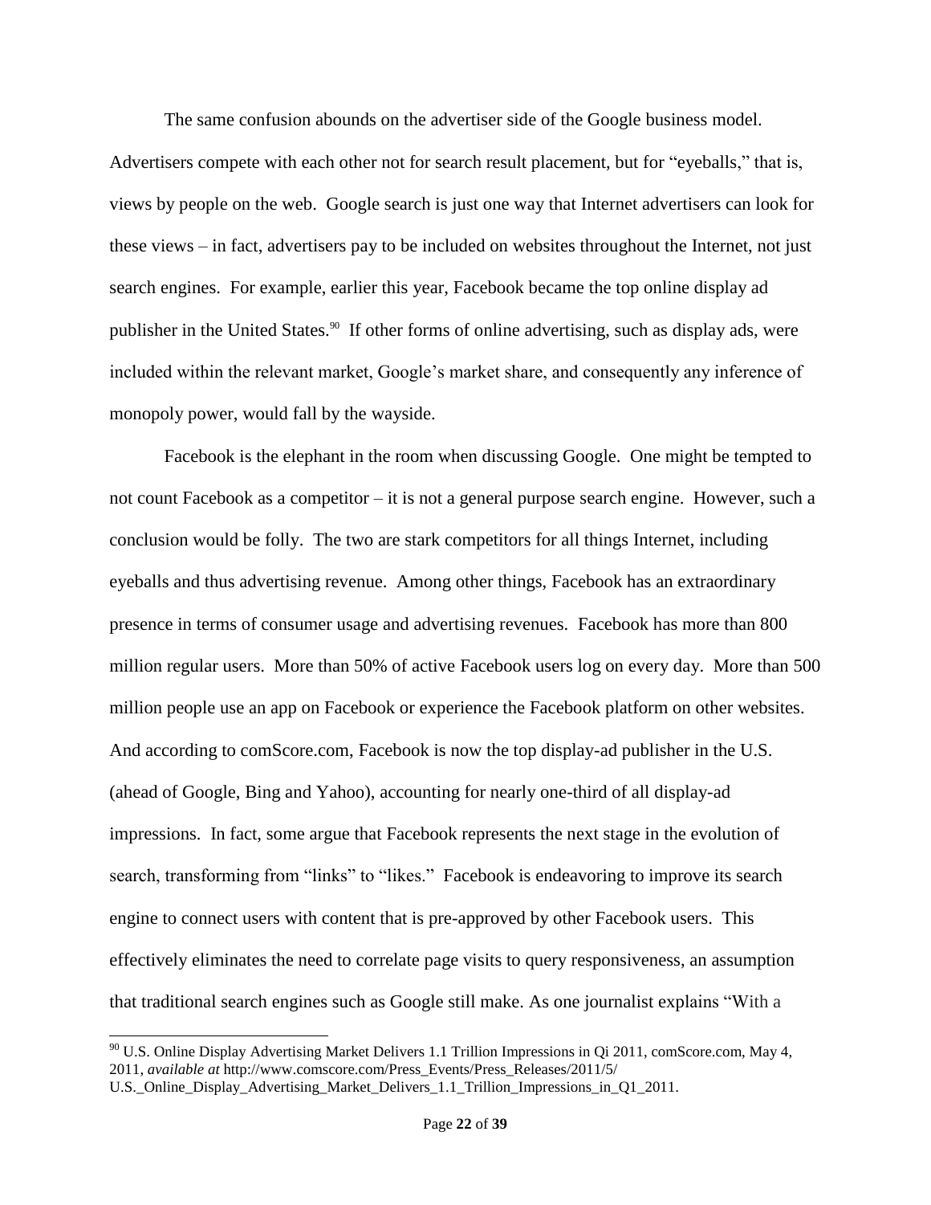The same confusion abounds on the advertiser side of the Google business model. Advertisers compete with each other not for search result placement, but for "eyeballs," that is, views by people on the web. Google search is just one way that Internet advertisers can look for these views – in fact, advertisers pay to be included on websites throughout the Internet, not just search engines. For example, earlier this year, Facebook became the top online display ad publisher in the United States.[90] If other forms of online advertising, such as display ads, were included within the relevant market, Google's market share, and consequently any inference of monopoly power, would fall by the wayside.

Facebook is the elephant in the room when discussing Google. One might be tempted to not count Facebook as a competitor – it is not a general purpose search engine. However, such a conclusion would be folly. The two are stark competitors for all things Internet, including eyeballs and thus advertising revenue. Among other things, Facebook has an extraordinary presence in terms of consumer usage and advertising revenues. Facebook has more than 800 million regular users. More than 50% of active Facebook users log on every day. More than 500 million people use an app on Facebook or experience the Facebook platform on other websites. And according to comScore.com, Facebook is now the top display-ad publisher in the U.S. (ahead of Google, Bing and Yahoo), accounting for nearly one-third of all display-ad impressions. In fact, some argue that Facebook represents the next stage in the evolution of search, transforming from "links" to "likes." Facebook is endeavoring to improve its search engine to connect users with content that is pre-approved by other Facebook users. This effectively eliminates the need to correlate page visits to query responsiveness, an assumption that traditional search engines such as Google still make. As one journalist explains "With a

---

[90] U.S. Online Display Advertising Market Delivers 1.1 Trillion Impressions in Qi 2011, comScore.com, May 4, 2011, *available at* http://www.comscore.com/Press_Events/Press_Releases/2011/5/U.S._Online_Display_Advertising_Market_Delivers_1.1_Trillion_Impressions_in_Q1_2011.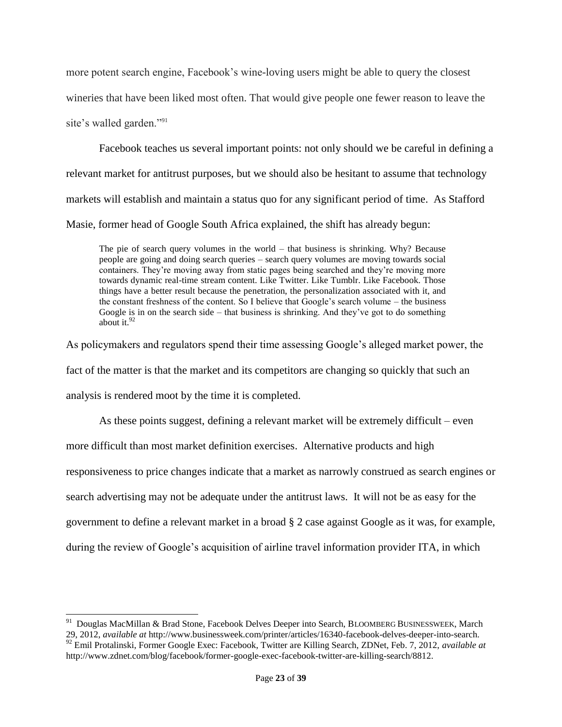more potent search engine, Facebook's wine-loving users might be able to query the closest wineries that have been liked most often. That would give people one fewer reason to leave the site's walled garden."[91]

Facebook teaches us several important points: not only should we be careful in defining a relevant market for antitrust purposes, but we should also be hesitant to assume that technology markets will establish and maintain a status quo for any significant period of time. As Stafford Masie, former head of Google South Africa explained, the shift has already begun:

> The pie of search query volumes in the world – that business is shrinking. Why? Because people are going and doing search queries – search query volumes are moving towards social containers. They're moving away from static pages being searched and they're moving more towards dynamic real-time stream content. Like Twitter. Like Tumblr. Like Facebook. Those things have a better result because the penetration, the personalization associated with it, and the constant freshness of the content. So I believe that Google's search volume – the business Google is in on the search side – that business is shrinking. And they've got to do something about it.[92]

As policymakers and regulators spend their time assessing Google's alleged market power, the fact of the matter is that the market and its competitors are changing so quickly that such an analysis is rendered moot by the time it is completed.

As these points suggest, defining a relevant market will be extremely difficult – even more difficult than most market definition exercises. Alternative products and high responsiveness to price changes indicate that a market as narrowly construed as search engines or search advertising may not be adequate under the antitrust laws. It will not be as easy for the government to define a relevant market in a broad § 2 case against Google as it was, for example, during the review of Google's acquisition of airline travel information provider ITA, in which

---

[91] Douglas MacMillan & Brad Stone, Facebook Delves Deeper into Search, BLOOMBERG BUSINESSWEEK, March 29, 2012, *available at* http://www.businessweek.com/printer/articles/16340-facebook-delves-deeper-into-search.

[92] Emil Protalinski, Former Google Exec: Facebook, Twitter are Killing Search, ZDNet, Feb. 7, 2012, *available at* http://www.zdnet.com/blog/facebook/former-google-exec-facebook-twitter-are-killing-search/8812.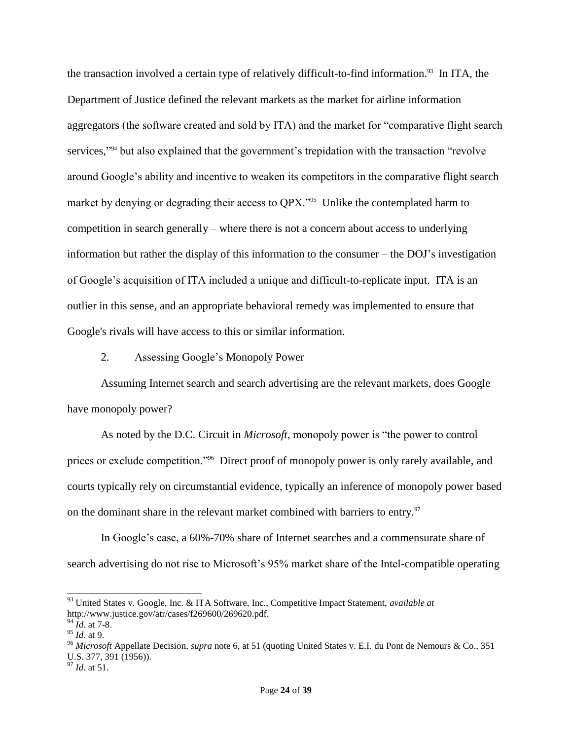the transaction involved a certain type of relatively difficult-to-find information.[93] In ITA, the Department of Justice defined the relevant markets as the market for airline information aggregators (the software created and sold by ITA) and the market for "comparative flight search services,"[94] but also explained that the government's trepidation with the transaction "revolve around Google's ability and incentive to weaken its competitors in the comparative flight search market by denying or degrading their access to QPX."[95] Unlike the contemplated harm to competition in search generally – where there is not a concern about access to underlying information but rather the display of this information to the consumer – the DOJ's investigation of Google's acquisition of ITA included a unique and difficult-to-replicate input. ITA is an outlier in this sense, and an appropriate behavioral remedy was implemented to ensure that Google's rivals will have access to this or similar information.

2. Assessing Google's Monopoly Power

Assuming Internet search and search advertising are the relevant markets, does Google have monopoly power?

As noted by the D.C. Circuit in *Microsoft*, monopoly power is "the power to control prices or exclude competition."[96] Direct proof of monopoly power is only rarely available, and courts typically rely on circumstantial evidence, typically an inference of monopoly power based on the dominant share in the relevant market combined with barriers to entry.[97]

In Google's case, a 60%-70% share of Internet searches and a commensurate share of search advertising do not rise to Microsoft's 95% market share of the Intel-compatible operating

---

[93] United States v. Google, Inc. & ITA Software, Inc., Competitive Impact Statement, *available at* http://www.justice.gov/atr/cases/f269600/269620.pdf.

[94] *Id*. at 7-8.

[95] *Id*. at 9.

[96] *Microsoft* Appellate Decision, *supra* note 6, at 51 (quoting United States v. E.I. du Pont de Nemours & Co., 351 U.S. 377, 391 (1956)).

[97] *Id*. at 51.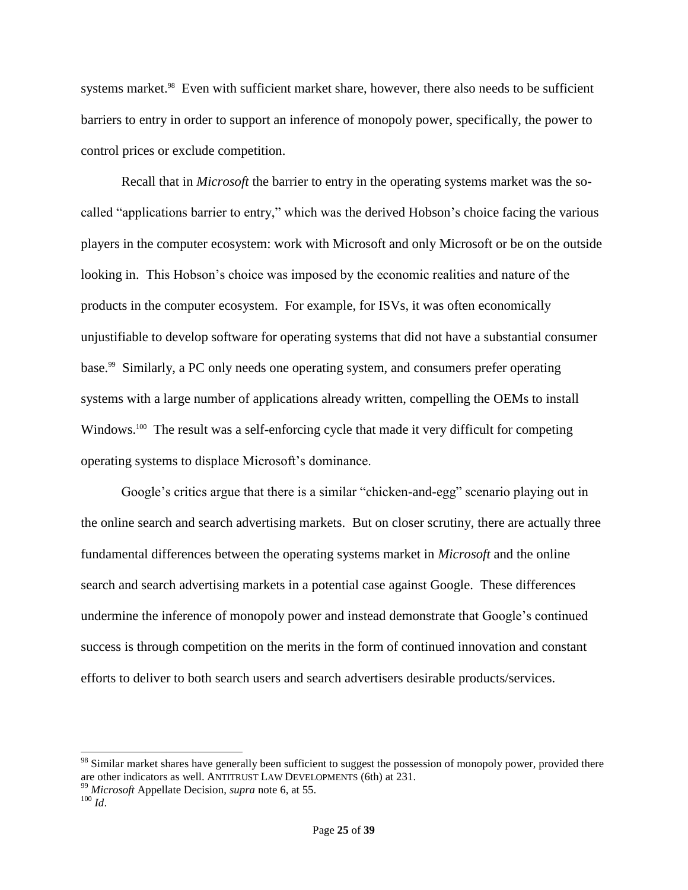systems market.[98] Even with sufficient market share, however, there also needs to be sufficient barriers to entry in order to support an inference of monopoly power, specifically, the power to control prices or exclude competition.

Recall that in *Microsoft* the barrier to entry in the operating systems market was the so-called "applications barrier to entry," which was the derived Hobson's choice facing the various players in the computer ecosystem: work with Microsoft and only Microsoft or be on the outside looking in. This Hobson's choice was imposed by the economic realities and nature of the products in the computer ecosystem. For example, for ISVs, it was often economically unjustifiable to develop software for operating systems that did not have a substantial consumer base.[99] Similarly, a PC only needs one operating system, and consumers prefer operating systems with a large number of applications already written, compelling the OEMs to install Windows.[100] The result was a self-enforcing cycle that made it very difficult for competing operating systems to displace Microsoft's dominance.

Google's critics argue that there is a similar "chicken-and-egg" scenario playing out in the online search and search advertising markets. But on closer scrutiny, there are actually three fundamental differences between the operating systems market in *Microsoft* and the online search and search advertising markets in a potential case against Google. These differences undermine the inference of monopoly power and instead demonstrate that Google's continued success is through competition on the merits in the form of continued innovation and constant efforts to deliver to both search users and search advertisers desirable products/services.

---

[98] Similar market shares have generally been sufficient to suggest the possession of monopoly power, provided there are other indicators as well. ANTITRUST LAW DEVELOPMENTS (6th) at 231.

[99] *Microsoft* Appellate Decision, *supra* note 6, at 55.

[100] *Id*.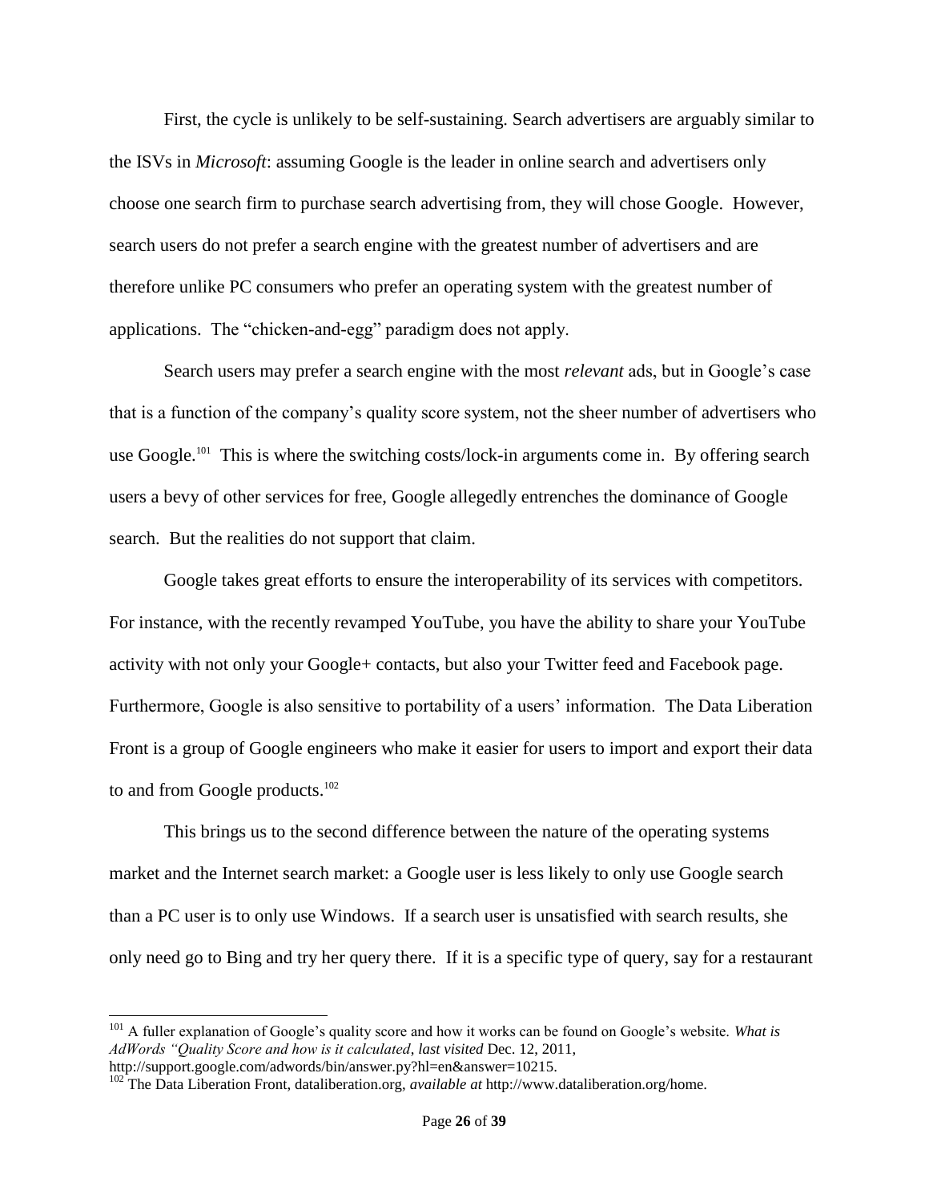First, the cycle is unlikely to be self-sustaining. Search advertisers are arguably similar to the ISVs in *Microsoft*: assuming Google is the leader in online search and advertisers only choose one search firm to purchase search advertising from, they will chose Google. However, search users do not prefer a search engine with the greatest number of advertisers and are therefore unlike PC consumers who prefer an operating system with the greatest number of applications. The "chicken-and-egg" paradigm does not apply.

Search users may prefer a search engine with the most *relevant* ads, but in Google's case that is a function of the company's quality score system, not the sheer number of advertisers who use Google.[101] This is where the switching costs/lock-in arguments come in. By offering search users a bevy of other services for free, Google allegedly entrenches the dominance of Google search. But the realities do not support that claim.

Google takes great efforts to ensure the interoperability of its services with competitors. For instance, with the recently revamped YouTube, you have the ability to share your YouTube activity with not only your Google+ contacts, but also your Twitter feed and Facebook page. Furthermore, Google is also sensitive to portability of a users' information. The Data Liberation Front is a group of Google engineers who make it easier for users to import and export their data to and from Google products.[102]

This brings us to the second difference between the nature of the operating systems market and the Internet search market: a Google user is less likely to only use Google search than a PC user is to only use Windows. If a search user is unsatisfied with search results, she only need go to Bing and try her query there. If it is a specific type of query, say for a restaurant

---

[101] A fuller explanation of Google's quality score and how it works can be found on Google's website. *What is AdWords "Quality Score and how is it calculated*, *last visited* Dec. 12, 2011, http://support.google.com/adwords/bin/answer.py?hl=en&answer=10215.

[102] The Data Liberation Front, dataliberation.org, *available at* http://www.dataliberation.org/home.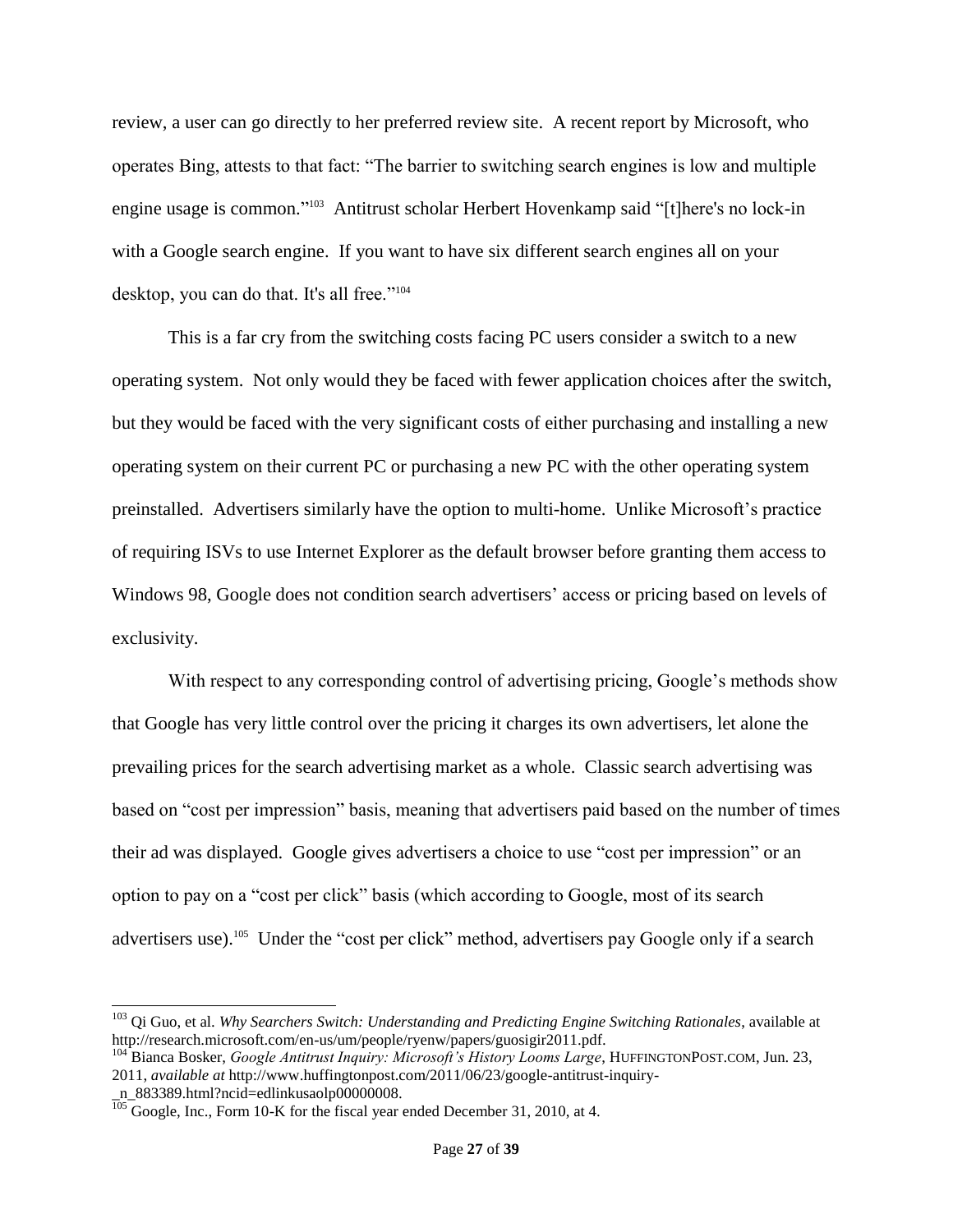review, a user can go directly to her preferred review site. A recent report by Microsoft, who operates Bing, attests to that fact: "The barrier to switching search engines is low and multiple engine usage is common."[103] Antitrust scholar Herbert Hovenkamp said "[t]here's no lock-in with a Google search engine. If you want to have six different search engines all on your desktop, you can do that. It's all free."[104]

This is a far cry from the switching costs facing PC users consider a switch to a new operating system. Not only would they be faced with fewer application choices after the switch, but they would be faced with the very significant costs of either purchasing and installing a new operating system on their current PC or purchasing a new PC with the other operating system preinstalled. Advertisers similarly have the option to multi-home. Unlike Microsoft's practice of requiring ISVs to use Internet Explorer as the default browser before granting them access to Windows 98, Google does not condition search advertisers' access or pricing based on levels of exclusivity.

With respect to any corresponding control of advertising pricing, Google's methods show that Google has very little control over the pricing it charges its own advertisers, let alone the prevailing prices for the search advertising market as a whole. Classic search advertising was based on "cost per impression" basis, meaning that advertisers paid based on the number of times their ad was displayed. Google gives advertisers a choice to use "cost per impression" or an option to pay on a "cost per click" basis (which according to Google, most of its search advertisers use).[105] Under the "cost per click" method, advertisers pay Google only if a search

---

[103] Qi Guo, et al. *Why Searchers Switch: Understanding and Predicting Engine Switching Rationales*, available at http://research.microsoft.com/en-us/um/people/ryenw/papers/guosigir2011.pdf.

[104] Bianca Bosker, *Google Antitrust Inquiry: Microsoft's History Looms Large*, HUFFINGTONPOST.COM, Jun. 23, 2011, *available at* http://www.huffingtonpost.com/2011/06/23/google-antitrust-inquiry-_n_883389.html?ncid=edlinkusaolp00000008.

[105] Google, Inc., Form 10-K for the fiscal year ended December 31, 2010, at 4.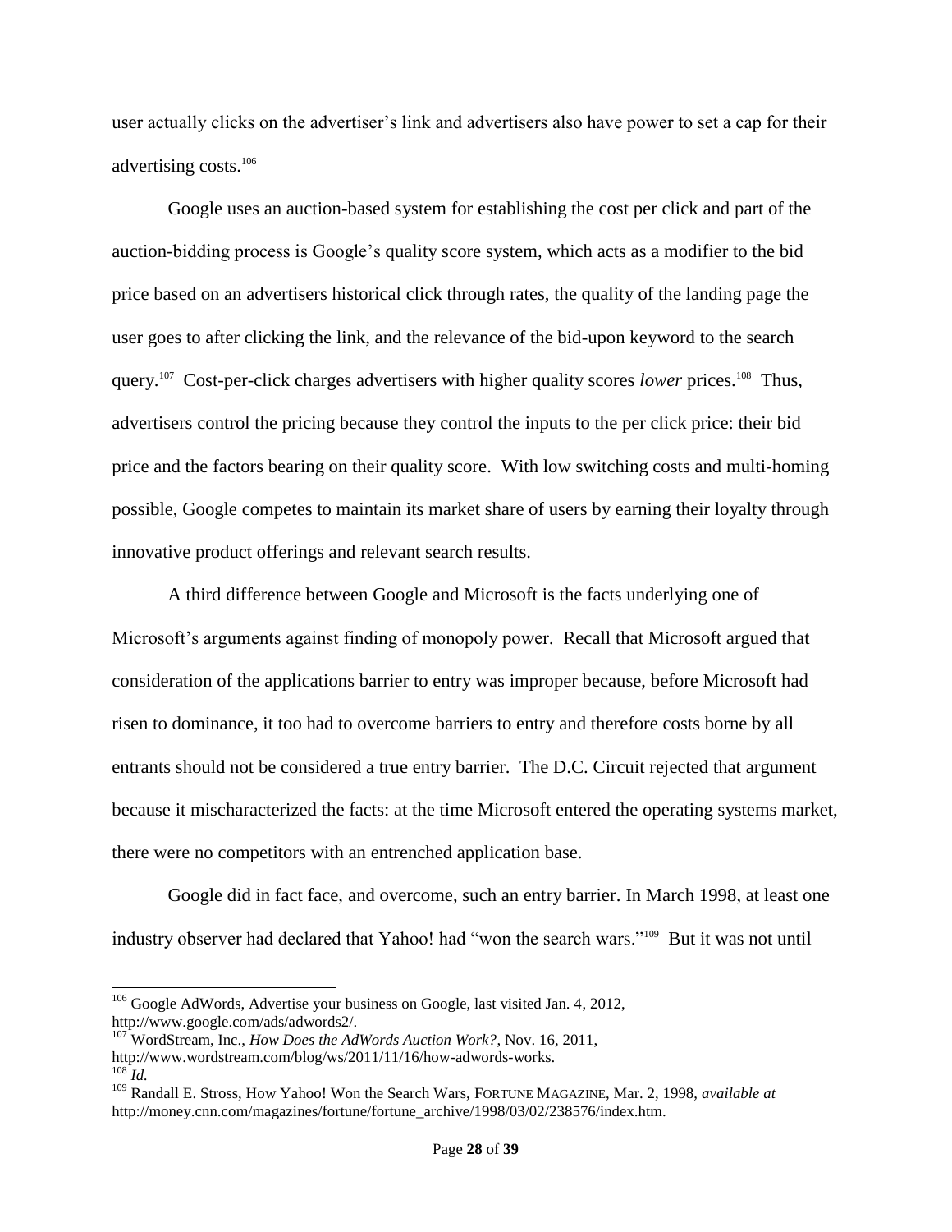user actually clicks on the advertiser's link and advertisers also have power to set a cap for their advertising costs.[106]

Google uses an auction-based system for establishing the cost per click and part of the auction-bidding process is Google's quality score system, which acts as a modifier to the bid price based on an advertisers historical click through rates, the quality of the landing page the user goes to after clicking the link, and the relevance of the bid-upon keyword to the search query.[107] Cost-per-click charges advertisers with higher quality scores *lower* prices.[108] Thus, advertisers control the pricing because they control the inputs to the per click price: their bid price and the factors bearing on their quality score. With low switching costs and multi-homing possible, Google competes to maintain its market share of users by earning their loyalty through innovative product offerings and relevant search results.

A third difference between Google and Microsoft is the facts underlying one of Microsoft's arguments against finding of monopoly power. Recall that Microsoft argued that consideration of the applications barrier to entry was improper because, before Microsoft had risen to dominance, it too had to overcome barriers to entry and therefore costs borne by all entrants should not be considered a true entry barrier. The D.C. Circuit rejected that argument because it mischaracterized the facts: at the time Microsoft entered the operating systems market, there were no competitors with an entrenched application base.

Google did in fact face, and overcome, such an entry barrier. In March 1998, at least one industry observer had declared that Yahoo! had "won the search wars."[109] But it was not until

---

[106] Google AdWords, Advertise your business on Google, last visited Jan. 4, 2012, http://www.google.com/ads/adwords2/.

[107] WordStream, Inc., *How Does the AdWords Auction Work?*, Nov. 16, 2011, http://www.wordstream.com/blog/ws/2011/11/16/how-adwords-works.

[108] *Id.*

[109] Randall E. Stross, How Yahoo! Won the Search Wars, FORTUNE MAGAZINE, Mar. 2, 1998, *available at* http://money.cnn.com/magazines/fortune/fortune_archive/1998/03/02/238576/index.htm.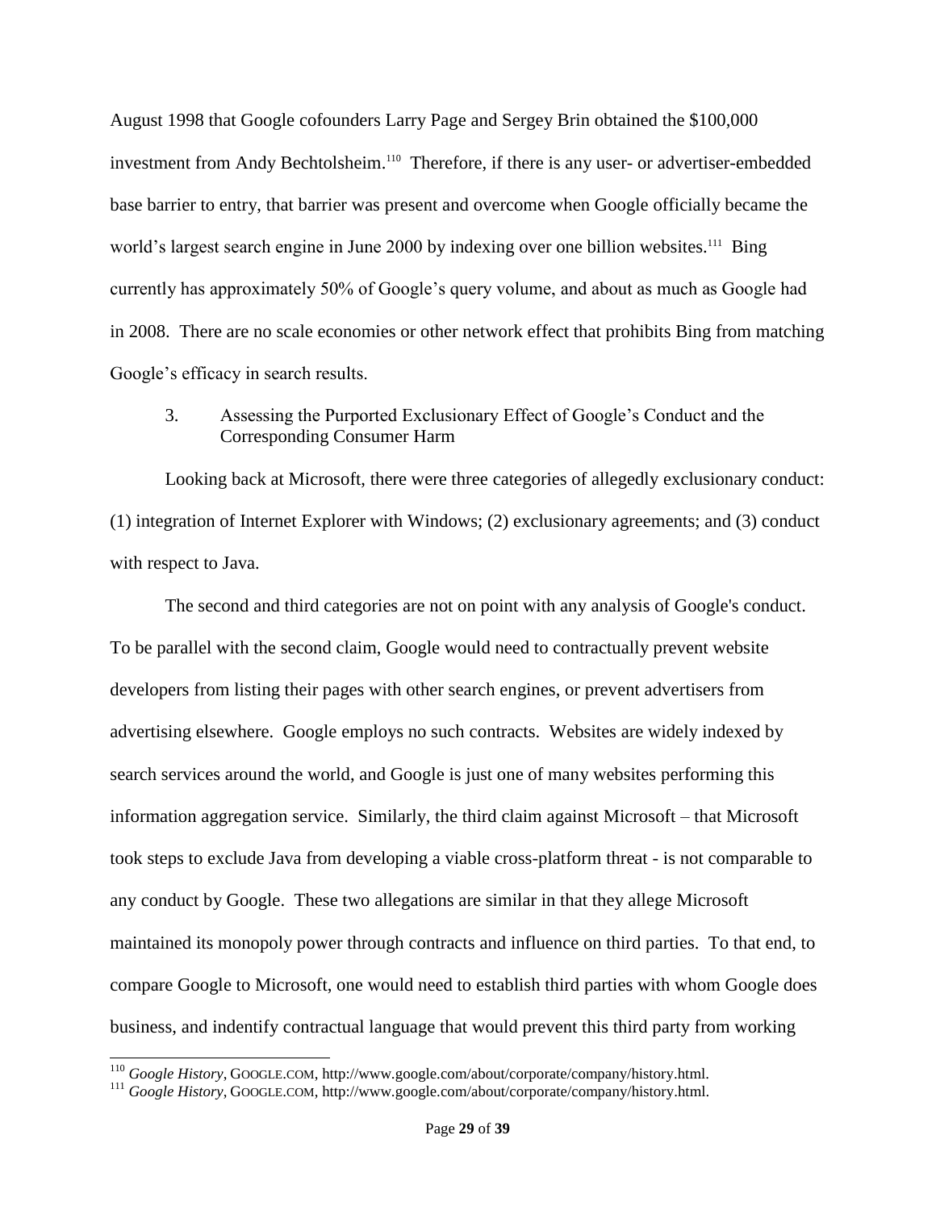August 1998 that Google cofounders Larry Page and Sergey Brin obtained the $100,000 investment from Andy Bechtolsheim.[110] Therefore, if there is any user- or advertiser-embedded base barrier to entry, that barrier was present and overcome when Google officially became the world's largest search engine in June 2000 by indexing over one billion websites.[111] Bing currently has approximately 50% of Google's query volume, and about as much as Google had in 2008. There are no scale economies or other network effect that prohibits Bing from matching Google's efficacy in search results.

### 3. Assessing the Purported Exclusionary Effect of Google's Conduct and the Corresponding Consumer Harm

Looking back at Microsoft, there were three categories of allegedly exclusionary conduct: (1) integration of Internet Explorer with Windows; (2) exclusionary agreements; and (3) conduct with respect to Java.

The second and third categories are not on point with any analysis of Google's conduct. To be parallel with the second claim, Google would need to contractually prevent website developers from listing their pages with other search engines, or prevent advertisers from advertising elsewhere. Google employs no such contracts. Websites are widely indexed by search services around the world, and Google is just one of many websites performing this information aggregation service. Similarly, the third claim against Microsoft – that Microsoft took steps to exclude Java from developing a viable cross-platform threat - is not comparable to any conduct by Google. These two allegations are similar in that they allege Microsoft maintained its monopoly power through contracts and influence on third parties. To that end, to compare Google to Microsoft, one would need to establish third parties with whom Google does business, and indentify contractual language that would prevent this third party from working

[110] *Google History*, GOOGLE.COM, http://www.google.com/about/corporate/company/history.html.

[111] *Google History*, GOOGLE.COM, http://www.google.com/about/corporate/company/history.html.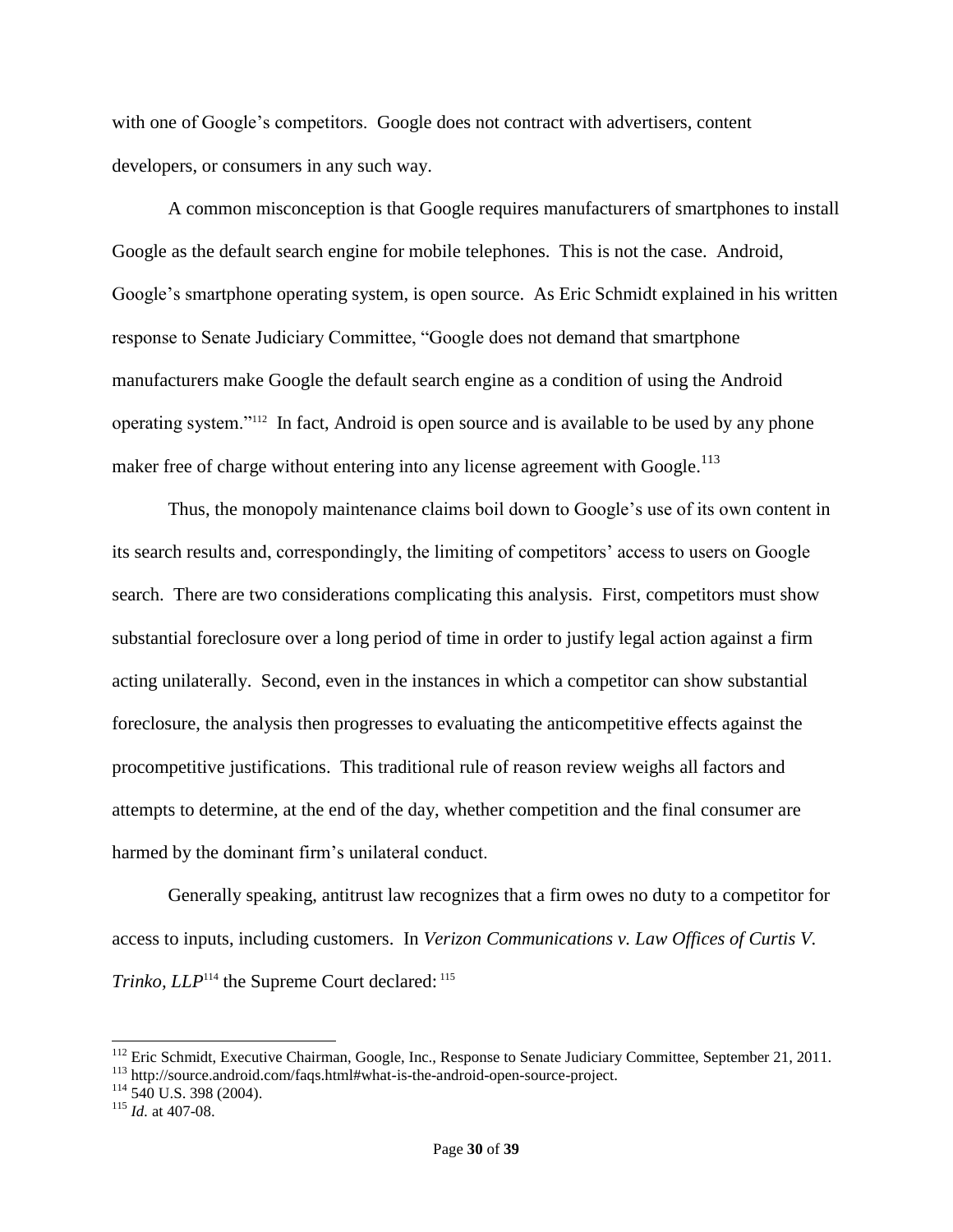with one of Google's competitors. Google does not contract with advertisers, content developers, or consumers in any such way.

A common misconception is that Google requires manufacturers of smartphones to install Google as the default search engine for mobile telephones. This is not the case. Android, Google's smartphone operating system, is open source. As Eric Schmidt explained in his written response to Senate Judiciary Committee, "Google does not demand that smartphone manufacturers make Google the default search engine as a condition of using the Android operating system."[112] In fact, Android is open source and is available to be used by any phone maker free of charge without entering into any license agreement with Google.[113]

Thus, the monopoly maintenance claims boil down to Google's use of its own content in its search results and, correspondingly, the limiting of competitors' access to users on Google search. There are two considerations complicating this analysis. First, competitors must show substantial foreclosure over a long period of time in order to justify legal action against a firm acting unilaterally. Second, even in the instances in which a competitor can show substantial foreclosure, the analysis then progresses to evaluating the anticompetitive effects against the procompetitive justifications. This traditional rule of reason review weighs all factors and attempts to determine, at the end of the day, whether competition and the final consumer are harmed by the dominant firm's unilateral conduct.

Generally speaking, antitrust law recognizes that a firm owes no duty to a competitor for access to inputs, including customers. In *Verizon Communications v. Law Offices of Curtis V. Trinko, LLP*[114] the Supreme Court declared: [115]

---

[112] Eric Schmidt, Executive Chairman, Google, Inc., Response to Senate Judiciary Committee, September 21, 2011.

[113] http://source.android.com/faqs.html#what-is-the-android-open-source-project.

[114] 540 U.S. 398 (2004).

[115] *Id.* at 407-08.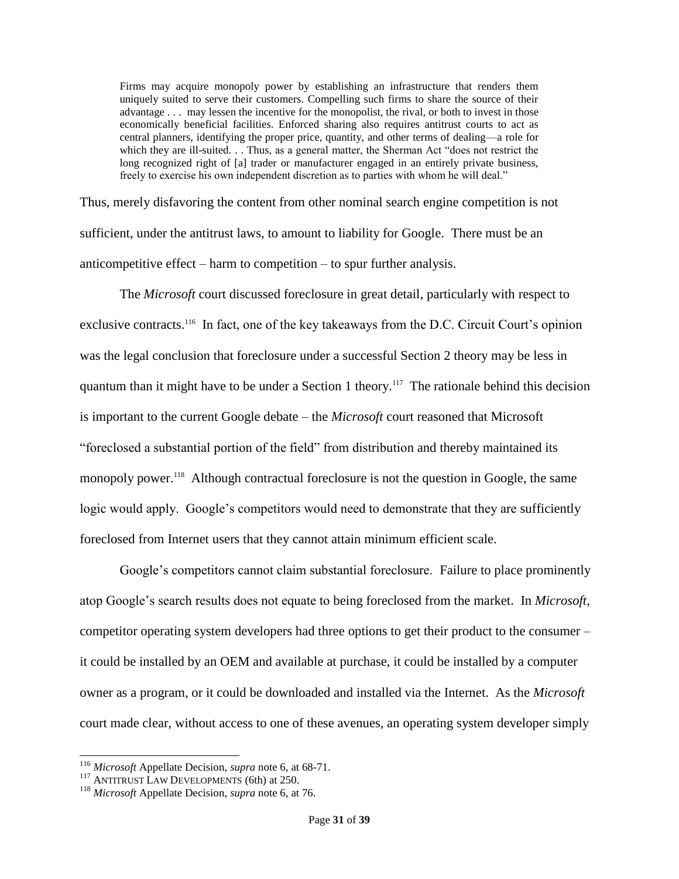> Firms may acquire monopoly power by establishing an infrastructure that renders them uniquely suited to serve their customers. Compelling such firms to share the source of their advantage . . . may lessen the incentive for the monopolist, the rival, or both to invest in those economically beneficial facilities. Enforced sharing also requires antitrust courts to act as central planners, identifying the proper price, quantity, and other terms of dealing—a role for which they are ill-suited. . . Thus, as a general matter, the Sherman Act "does not restrict the long recognized right of [a] trader or manufacturer engaged in an entirely private business, freely to exercise his own independent discretion as to parties with whom he will deal."

Thus, merely disfavoring the content from other nominal search engine competition is not sufficient, under the antitrust laws, to amount to liability for Google. There must be an anticompetitive effect – harm to competition – to spur further analysis.

The *Microsoft* court discussed foreclosure in great detail, particularly with respect to exclusive contracts.[116] In fact, one of the key takeaways from the D.C. Circuit Court's opinion was the legal conclusion that foreclosure under a successful Section 2 theory may be less in quantum than it might have to be under a Section 1 theory.[117] The rationale behind this decision is important to the current Google debate – the *Microsoft* court reasoned that Microsoft "foreclosed a substantial portion of the field" from distribution and thereby maintained its monopoly power.[118] Although contractual foreclosure is not the question in Google, the same logic would apply. Google's competitors would need to demonstrate that they are sufficiently foreclosed from Internet users that they cannot attain minimum efficient scale.

Google's competitors cannot claim substantial foreclosure. Failure to place prominently atop Google's search results does not equate to being foreclosed from the market. In *Microsoft*, competitor operating system developers had three options to get their product to the consumer – it could be installed by an OEM and available at purchase, it could be installed by a computer owner as a program, or it could be downloaded and installed via the Internet. As the *Microsoft* court made clear, without access to one of these avenues, an operating system developer simply

---

[116] *Microsoft* Appellate Decision, *supra* note 6, at 68-71.

[117] ANTITRUST LAW DEVELOPMENTS (6th) at 250.

[118] *Microsoft* Appellate Decision, *supra* note 6, at 76.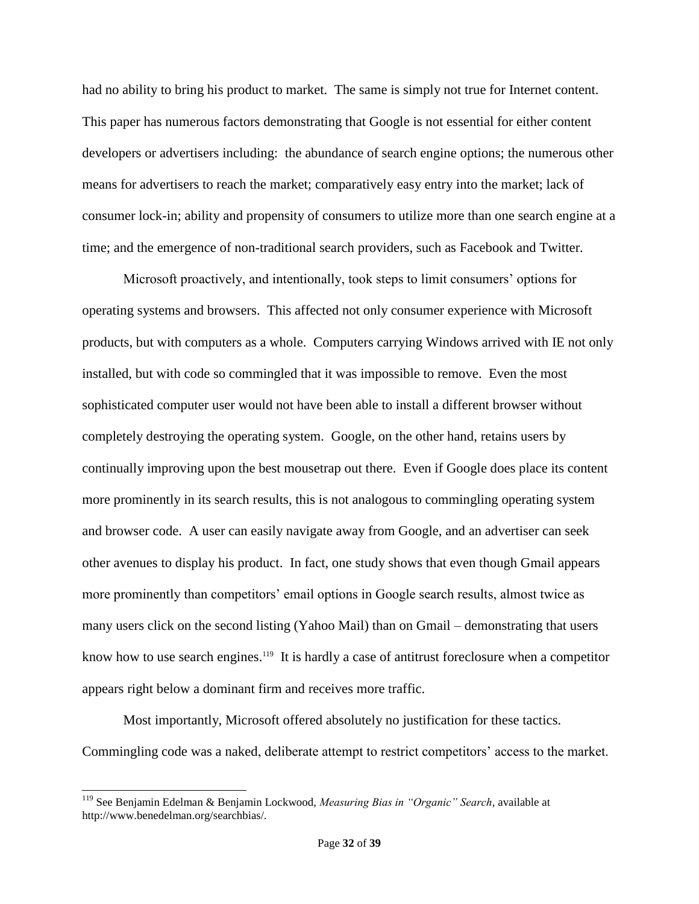had no ability to bring his product to market. The same is simply not true for Internet content. This paper has numerous factors demonstrating that Google is not essential for either content developers or advertisers including: the abundance of search engine options; the numerous other means for advertisers to reach the market; comparatively easy entry into the market; lack of consumer lock-in; ability and propensity of consumers to utilize more than one search engine at a time; and the emergence of non-traditional search providers, such as Facebook and Twitter.

Microsoft proactively, and intentionally, took steps to limit consumers' options for operating systems and browsers. This affected not only consumer experience with Microsoft products, but with computers as a whole. Computers carrying Windows arrived with IE not only installed, but with code so commingled that it was impossible to remove. Even the most sophisticated computer user would not have been able to install a different browser without completely destroying the operating system. Google, on the other hand, retains users by continually improving upon the best mousetrap out there. Even if Google does place its content more prominently in its search results, this is not analogous to commingling operating system and browser code. A user can easily navigate away from Google, and an advertiser can seek other avenues to display his product. In fact, one study shows that even though Gmail appears more prominently than competitors' email options in Google search results, almost twice as many users click on the second listing (Yahoo Mail) than on Gmail – demonstrating that users know how to use search engines.[119] It is hardly a case of antitrust foreclosure when a competitor appears right below a dominant firm and receives more traffic.

Most importantly, Microsoft offered absolutely no justification for these tactics. Commingling code was a naked, deliberate attempt to restrict competitors' access to the market.

---

[119] See Benjamin Edelman & Benjamin Lockwood, *Measuring Bias in "Organic" Search*, available at http://www.benedelman.org/searchbias/.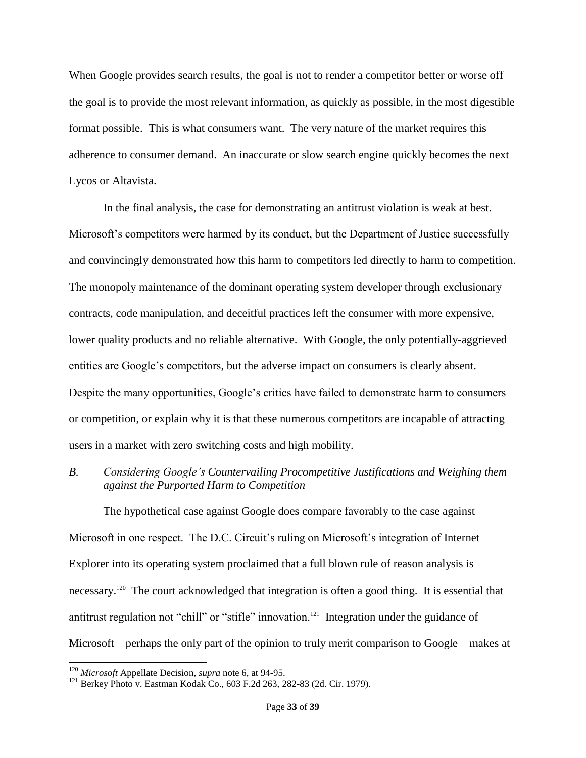When Google provides search results, the goal is not to render a competitor better or worse off – the goal is to provide the most relevant information, as quickly as possible, in the most digestible format possible. This is what consumers want. The very nature of the market requires this adherence to consumer demand. An inaccurate or slow search engine quickly becomes the next Lycos or Altavista.

In the final analysis, the case for demonstrating an antitrust violation is weak at best. Microsoft's competitors were harmed by its conduct, but the Department of Justice successfully and convincingly demonstrated how this harm to competitors led directly to harm to competition. The monopoly maintenance of the dominant operating system developer through exclusionary contracts, code manipulation, and deceitful practices left the consumer with more expensive, lower quality products and no reliable alternative. With Google, the only potentially-aggrieved entities are Google's competitors, but the adverse impact on consumers is clearly absent. Despite the many opportunities, Google's critics have failed to demonstrate harm to consumers or competition, or explain why it is that these numerous competitors are incapable of attracting users in a market with zero switching costs and high mobility.

### *B. Considering Google's Countervailing Procompetitive Justifications and Weighing them against the Purported Harm to Competition*

The hypothetical case against Google does compare favorably to the case against Microsoft in one respect. The D.C. Circuit's ruling on Microsoft's integration of Internet Explorer into its operating system proclaimed that a full blown rule of reason analysis is necessary.[120] The court acknowledged that integration is often a good thing. It is essential that antitrust regulation not "chill" or "stifle" innovation.[121] Integration under the guidance of Microsoft – perhaps the only part of the opinion to truly merit comparison to Google – makes at

---

[120] *Microsoft* Appellate Decision, *supra* note 6, at 94-95.

[121] Berkey Photo v. Eastman Kodak Co., 603 F.2d 263, 282-83 (2d. Cir. 1979).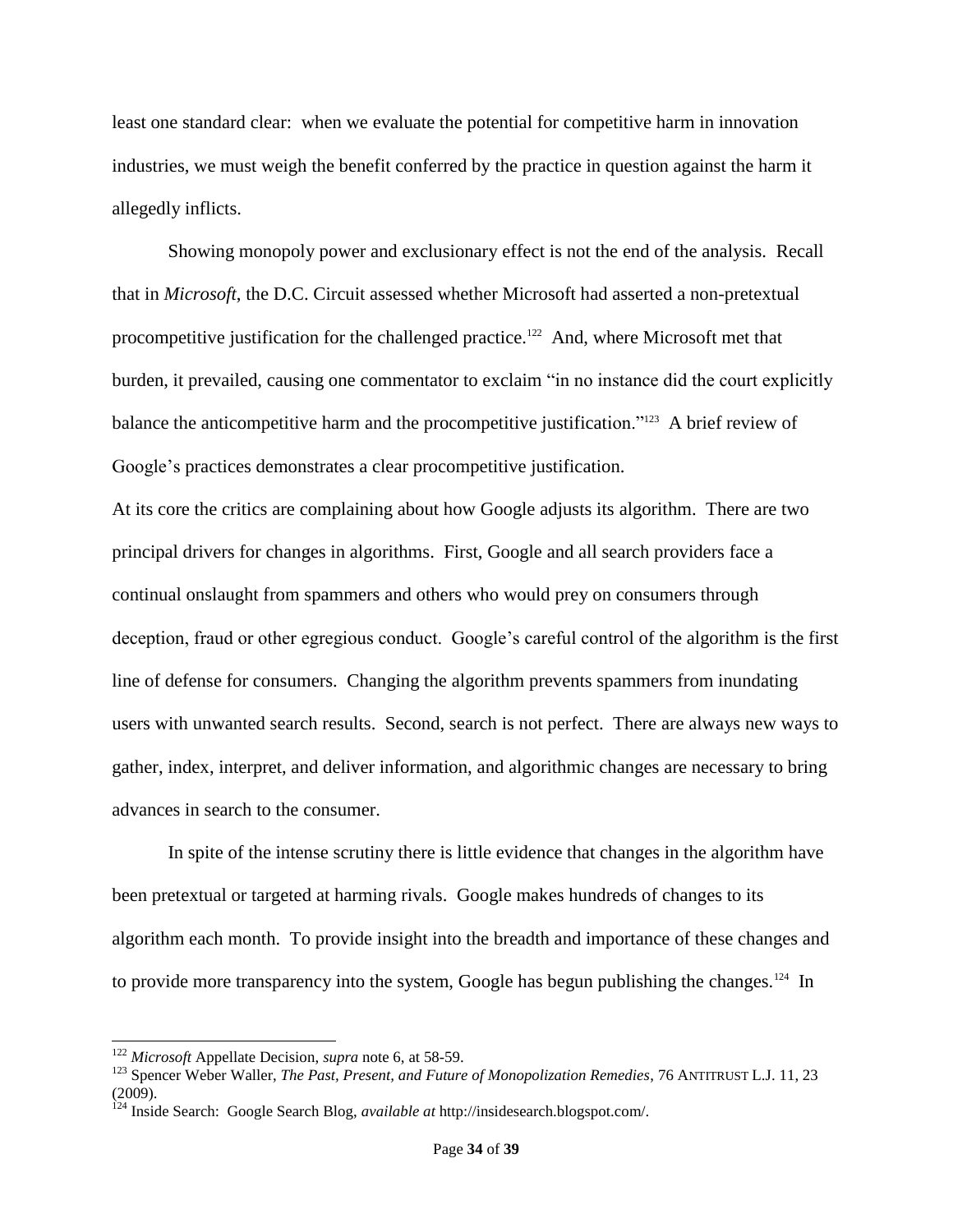least one standard clear: when we evaluate the potential for competitive harm in innovation industries, we must weigh the benefit conferred by the practice in question against the harm it allegedly inflicts.

Showing monopoly power and exclusionary effect is not the end of the analysis. Recall that in *Microsoft*, the D.C. Circuit assessed whether Microsoft had asserted a non-pretextual procompetitive justification for the challenged practice.[122] And, where Microsoft met that burden, it prevailed, causing one commentator to exclaim "in no instance did the court explicitly balance the anticompetitive harm and the procompetitive justification."[123] A brief review of Google's practices demonstrates a clear procompetitive justification.

At its core the critics are complaining about how Google adjusts its algorithm. There are two principal drivers for changes in algorithms. First, Google and all search providers face a continual onslaught from spammers and others who would prey on consumers through deception, fraud or other egregious conduct. Google's careful control of the algorithm is the first line of defense for consumers. Changing the algorithm prevents spammers from inundating users with unwanted search results. Second, search is not perfect. There are always new ways to gather, index, interpret, and deliver information, and algorithmic changes are necessary to bring advances in search to the consumer.

In spite of the intense scrutiny there is little evidence that changes in the algorithm have been pretextual or targeted at harming rivals. Google makes hundreds of changes to its algorithm each month. To provide insight into the breadth and importance of these changes and to provide more transparency into the system, Google has begun publishing the changes.[124] In

---

[122] *Microsoft* Appellate Decision, *supra* note 6, at 58-59.

[123] Spencer Weber Waller, *The Past, Present, and Future of Monopolization Remedies*, 76 ANTITRUST L.J. 11, 23 (2009).

[124] Inside Search: Google Search Blog, *available at* http://insidesearch.blogspot.com/.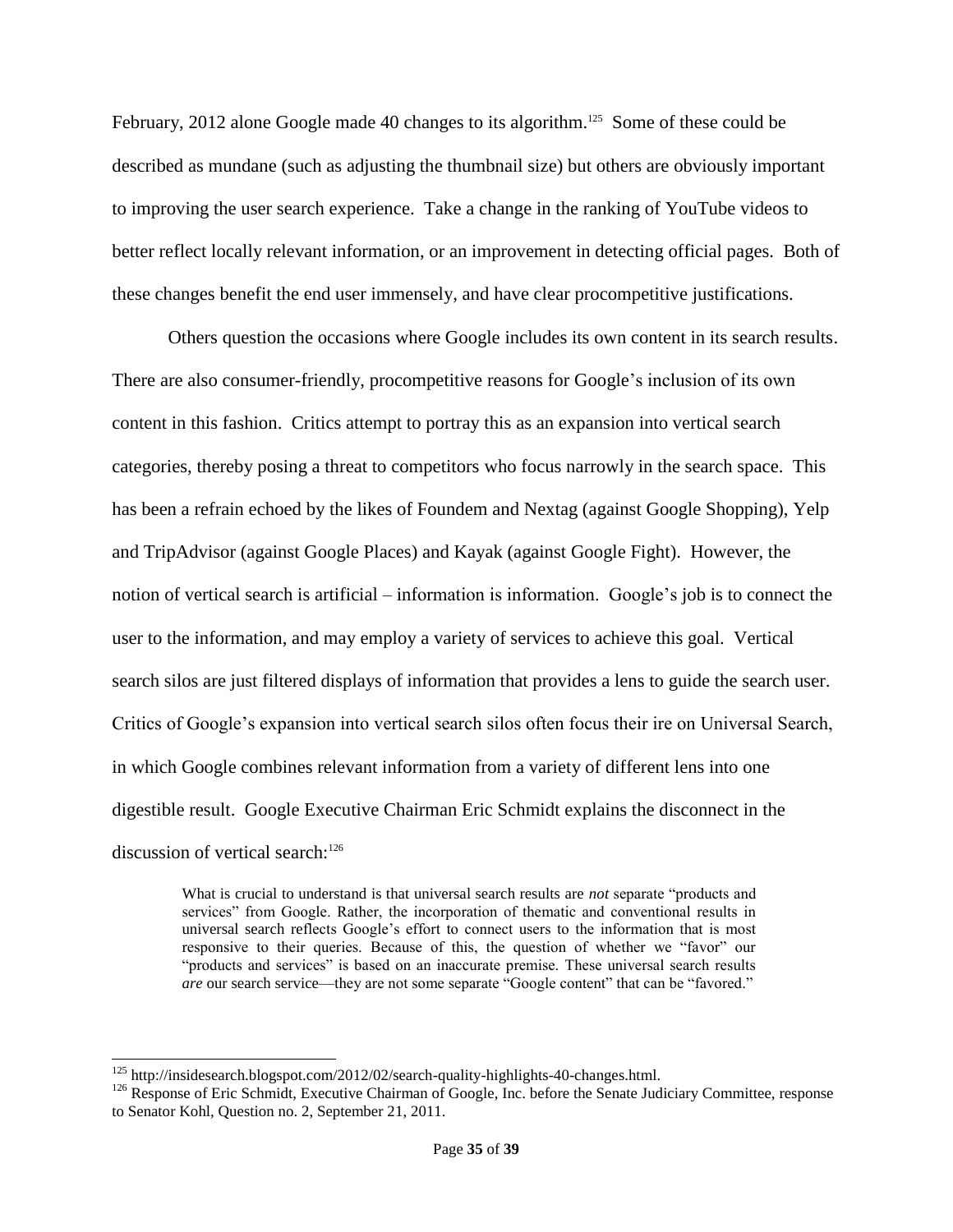February, 2012 alone Google made 40 changes to its algorithm.[125] Some of these could be described as mundane (such as adjusting the thumbnail size) but others are obviously important to improving the user search experience. Take a change in the ranking of YouTube videos to better reflect locally relevant information, or an improvement in detecting official pages. Both of these changes benefit the end user immensely, and have clear procompetitive justifications.

Others question the occasions where Google includes its own content in its search results. There are also consumer-friendly, procompetitive reasons for Google's inclusion of its own content in this fashion. Critics attempt to portray this as an expansion into vertical search categories, thereby posing a threat to competitors who focus narrowly in the search space. This has been a refrain echoed by the likes of Foundem and Nextag (against Google Shopping), Yelp and TripAdvisor (against Google Places) and Kayak (against Google Fight). However, the notion of vertical search is artificial – information is information. Google's job is to connect the user to the information, and may employ a variety of services to achieve this goal. Vertical search silos are just filtered displays of information that provides a lens to guide the search user. Critics of Google's expansion into vertical search silos often focus their ire on Universal Search, in which Google combines relevant information from a variety of different lens into one digestible result. Google Executive Chairman Eric Schmidt explains the disconnect in the discussion of vertical search:[126]

> What is crucial to understand is that universal search results are *not* separate "products and services" from Google. Rather, the incorporation of thematic and conventional results in universal search reflects Google's effort to connect users to the information that is most responsive to their queries. Because of this, the question of whether we "favor" our "products and services" is based on an inaccurate premise. These universal search results *are* our search service—they are not some separate "Google content" that can be "favored."

---

[125] http://insidesearch.blogspot.com/2012/02/search-quality-highlights-40-changes.html.

[126] Response of Eric Schmidt, Executive Chairman of Google, Inc. before the Senate Judiciary Committee, response to Senator Kohl, Question no. 2, September 21, 2011.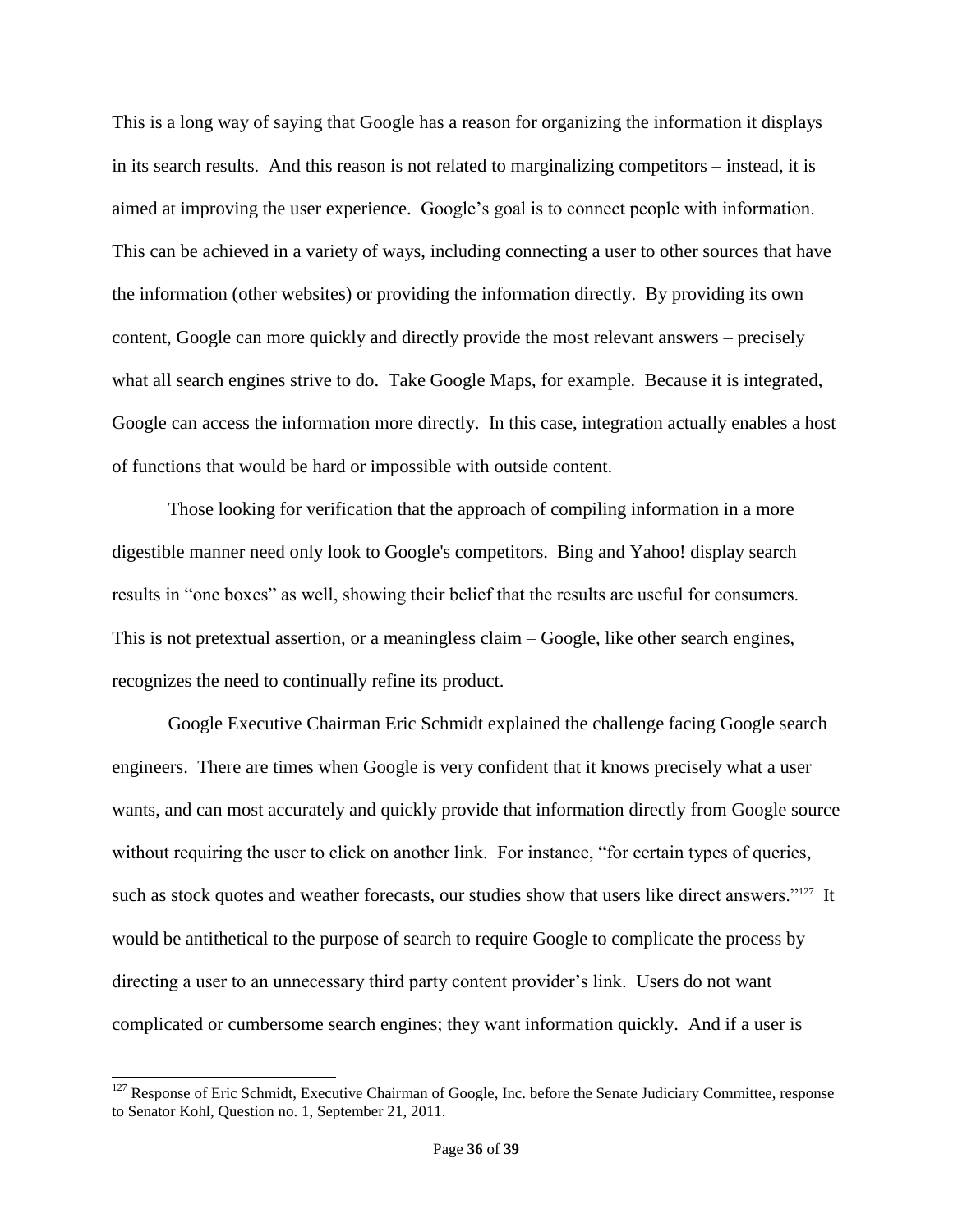This is a long way of saying that Google has a reason for organizing the information it displays in its search results. And this reason is not related to marginalizing competitors – instead, it is aimed at improving the user experience. Google's goal is to connect people with information. This can be achieved in a variety of ways, including connecting a user to other sources that have the information (other websites) or providing the information directly. By providing its own content, Google can more quickly and directly provide the most relevant answers – precisely what all search engines strive to do. Take Google Maps, for example. Because it is integrated, Google can access the information more directly. In this case, integration actually enables a host of functions that would be hard or impossible with outside content.

Those looking for verification that the approach of compiling information in a more digestible manner need only look to Google's competitors. Bing and Yahoo! display search results in "one boxes" as well, showing their belief that the results are useful for consumers. This is not pretextual assertion, or a meaningless claim – Google, like other search engines, recognizes the need to continually refine its product.

Google Executive Chairman Eric Schmidt explained the challenge facing Google search engineers. There are times when Google is very confident that it knows precisely what a user wants, and can most accurately and quickly provide that information directly from Google source without requiring the user to click on another link. For instance, "for certain types of queries, such as stock quotes and weather forecasts, our studies show that users like direct answers."[127] It would be antithetical to the purpose of search to require Google to complicate the process by directing a user to an unnecessary third party content provider's link. Users do not want complicated or cumbersome search engines; they want information quickly. And if a user is

---

[127] Response of Eric Schmidt, Executive Chairman of Google, Inc. before the Senate Judiciary Committee, response to Senator Kohl, Question no. 1, September 21, 2011.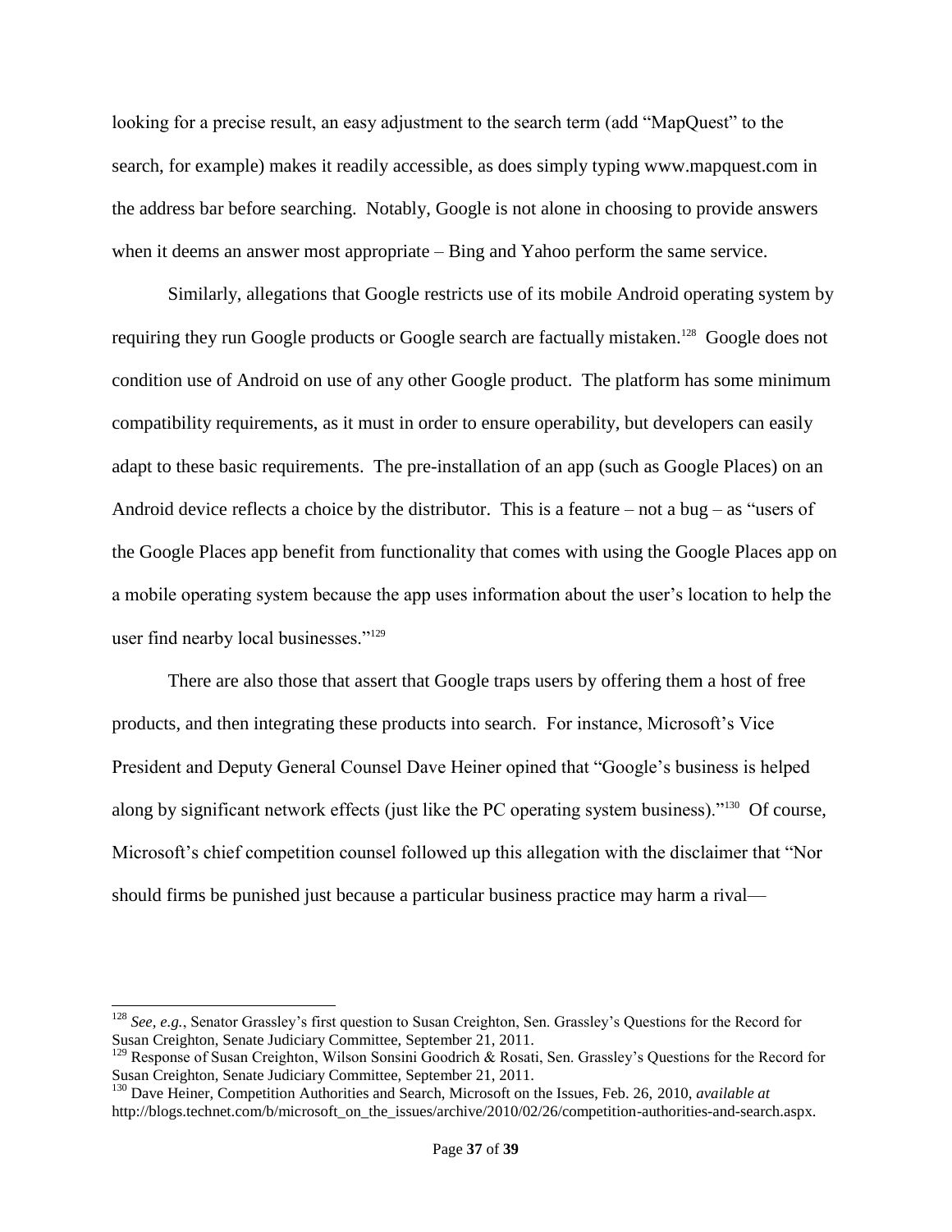looking for a precise result, an easy adjustment to the search term (add "MapQuest" to the search, for example) makes it readily accessible, as does simply typing www.mapquest.com in the address bar before searching. Notably, Google is not alone in choosing to provide answers when it deems an answer most appropriate – Bing and Yahoo perform the same service.

Similarly, allegations that Google restricts use of its mobile Android operating system by requiring they run Google products or Google search are factually mistaken.[128] Google does not condition use of Android on use of any other Google product. The platform has some minimum compatibility requirements, as it must in order to ensure operability, but developers can easily adapt to these basic requirements. The pre-installation of an app (such as Google Places) on an Android device reflects a choice by the distributor. This is a feature – not a bug – as "users of the Google Places app benefit from functionality that comes with using the Google Places app on a mobile operating system because the app uses information about the user's location to help the user find nearby local businesses."[129]

There are also those that assert that Google traps users by offering them a host of free products, and then integrating these products into search. For instance, Microsoft's Vice President and Deputy General Counsel Dave Heiner opined that "Google's business is helped along by significant network effects (just like the PC operating system business)."[130] Of course, Microsoft's chief competition counsel followed up this allegation with the disclaimer that "Nor should firms be punished just because a particular business practice may harm a rival—

---

[128] *See, e.g.*, Senator Grassley's first question to Susan Creighton, Sen. Grassley's Questions for the Record for Susan Creighton, Senate Judiciary Committee, September 21, 2011.

[129] Response of Susan Creighton, Wilson Sonsini Goodrich & Rosati, Sen. Grassley's Questions for the Record for Susan Creighton, Senate Judiciary Committee, September 21, 2011.

[130] Dave Heiner, Competition Authorities and Search, Microsoft on the Issues, Feb. 26, 2010, *available at* http://blogs.technet.com/b/microsoft_on_the_issues/archive/2010/02/26/competition-authorities-and-search.aspx.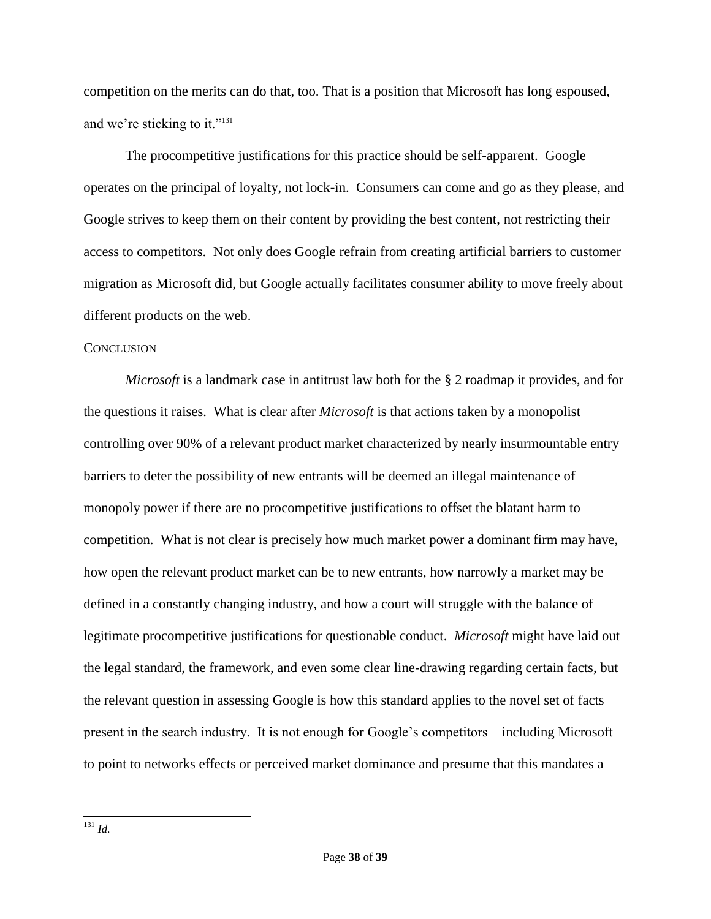competition on the merits can do that, too. That is a position that Microsoft has long espoused, and we're sticking to it."[131]

The procompetitive justifications for this practice should be self-apparent. Google operates on the principal of loyalty, not lock-in. Consumers can come and go as they please, and Google strives to keep them on their content by providing the best content, not restricting their access to competitors. Not only does Google refrain from creating artificial barriers to customer migration as Microsoft did, but Google actually facilitates consumer ability to move freely about different products on the web.

## CONCLUSION

*Microsoft* is a landmark case in antitrust law both for the § 2 roadmap it provides, and for the questions it raises. What is clear after *Microsoft* is that actions taken by a monopolist controlling over 90% of a relevant product market characterized by nearly insurmountable entry barriers to deter the possibility of new entrants will be deemed an illegal maintenance of monopoly power if there are no procompetitive justifications to offset the blatant harm to competition. What is not clear is precisely how much market power a dominant firm may have, how open the relevant product market can be to new entrants, how narrowly a market may be defined in a constantly changing industry, and how a court will struggle with the balance of legitimate procompetitive justifications for questionable conduct. *Microsoft* might have laid out the legal standard, the framework, and even some clear line-drawing regarding certain facts, but the relevant question in assessing Google is how this standard applies to the novel set of facts present in the search industry. It is not enough for Google's competitors – including Microsoft – to point to networks effects or perceived market dominance and presume that this mandates a

---

[131] *Id.*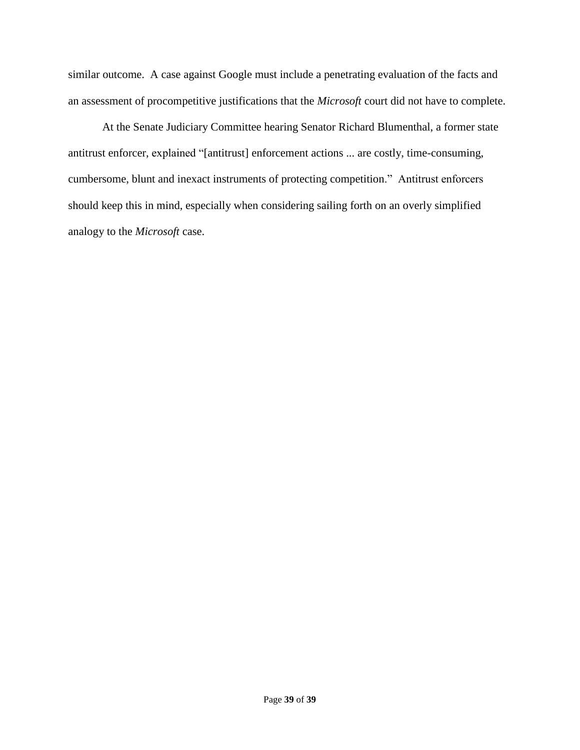similar outcome. A case against Google must include a penetrating evaluation of the facts and an assessment of procompetitive justifications that the *Microsoft* court did not have to complete.

At the Senate Judiciary Committee hearing Senator Richard Blumenthal, a former state antitrust enforcer, explained "[antitrust] enforcement actions ... are costly, time-consuming, cumbersome, blunt and inexact instruments of protecting competition." Antitrust enforcers should keep this in mind, especially when considering sailing forth on an overly simplified analogy to the *Microsoft* case.